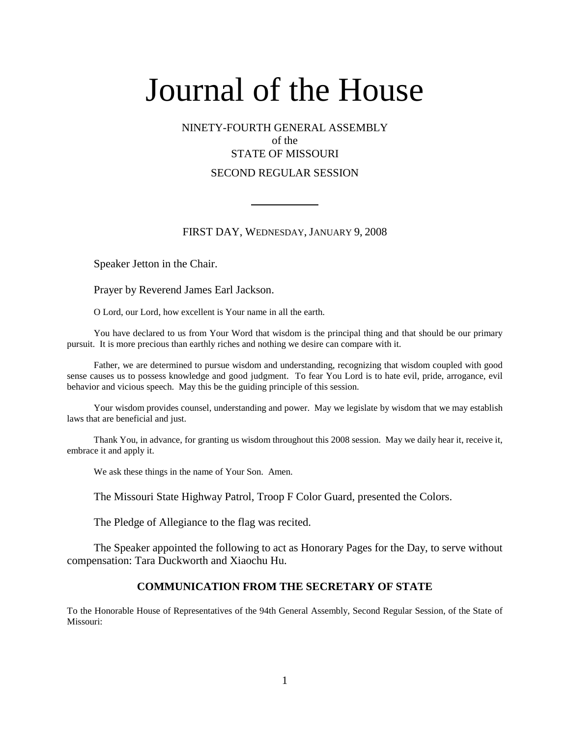# Journal of the House

NINETY-FOURTH GENERAL ASSEMBLY
of the
STATE OF MISSOURI

SECOND REGULAR SESSION

FIRST DAY, WEDNESDAY, JANUARY 9, 2008

Speaker Jetton in the Chair.

Prayer by Reverend James Earl Jackson.

O Lord, our Lord, how excellent is Your name in all the earth.

You have declared to us from Your Word that wisdom is the principal thing and that should be our primary pursuit. It is more precious than earthly riches and nothing we desire can compare with it.

Father, we are determined to pursue wisdom and understanding, recognizing that wisdom coupled with good sense causes us to possess knowledge and good judgment. To fear You Lord is to hate evil, pride, arrogance, evil behavior and vicious speech. May this be the guiding principle of this session.

Your wisdom provides counsel, understanding and power. May we legislate by wisdom that we may establish laws that are beneficial and just.

Thank You, in advance, for granting us wisdom throughout this 2008 session. May we daily hear it, receive it, embrace it and apply it.

We ask these things in the name of Your Son. Amen.

The Missouri State Highway Patrol, Troop F Color Guard, presented the Colors.

The Pledge of Allegiance to the flag was recited.

The Speaker appointed the following to act as Honorary Pages for the Day, to serve without compensation: Tara Duckworth and Xiaochu Hu.

### COMMUNICATION FROM THE SECRETARY OF STATE

To the Honorable House of Representatives of the 94th General Assembly, Second Regular Session, of the State of Missouri: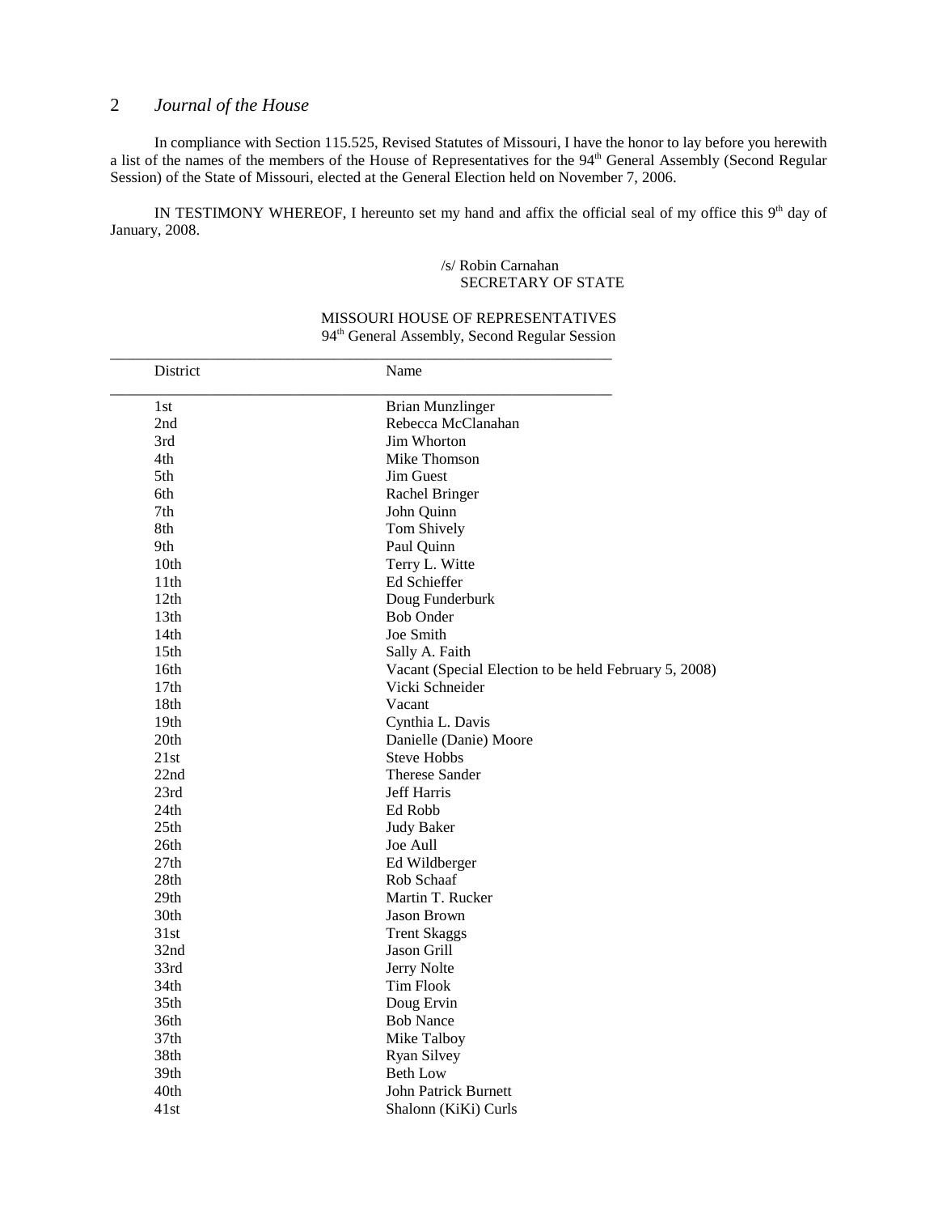In compliance with Section 115.525, Revised Statutes of Missouri, I have the honor to lay before you herewith a list of the names of the members of the House of Representatives for the 94th General Assembly (Second Regular Session) of the State of Missouri, elected at the General Election held on November 7, 2006.

IN TESTIMONY WHEREOF, I hereunto set my hand and affix the official seal of my office this 9th day of January, 2008.

/s/ Robin Carnahan
SECRETARY OF STATE

MISSOURI HOUSE OF REPRESENTATIVES
94th General Assembly, Second Regular Session

| District | Name |
|---|---|
| 1st | Brian Munzlinger |
| 2nd | Rebecca McClanahan |
| 3rd | Jim Whorton |
| 4th | Mike Thomson |
| 5th | Jim Guest |
| 6th | Rachel Bringer |
| 7th | John Quinn |
| 8th | Tom Shively |
| 9th | Paul Quinn |
| 10th | Terry L. Witte |
| 11th | Ed Schieffer |
| 12th | Doug Funderburk |
| 13th | Bob Onder |
| 14th | Joe Smith |
| 15th | Sally A. Faith |
| 16th | Vacant (Special Election to be held February 5, 2008) |
| 17th | Vicki Schneider |
| 18th | Vacant |
| 19th | Cynthia L. Davis |
| 20th | Danielle (Danie) Moore |
| 21st | Steve Hobbs |
| 22nd | Therese Sander |
| 23rd | Jeff Harris |
| 24th | Ed Robb |
| 25th | Judy Baker |
| 26th | Joe Aull |
| 27th | Ed Wildberger |
| 28th | Rob Schaaf |
| 29th | Martin T. Rucker |
| 30th | Jason Brown |
| 31st | Trent Skaggs |
| 32nd | Jason Grill |
| 33rd | Jerry Nolte |
| 34th | Tim Flook |
| 35th | Doug Ervin |
| 36th | Bob Nance |
| 37th | Mike Talboy |
| 38th | Ryan Silvey |
| 39th | Beth Low |
| 40th | John Patrick Burnett |
| 41st | Shalonn (KiKi) Curls |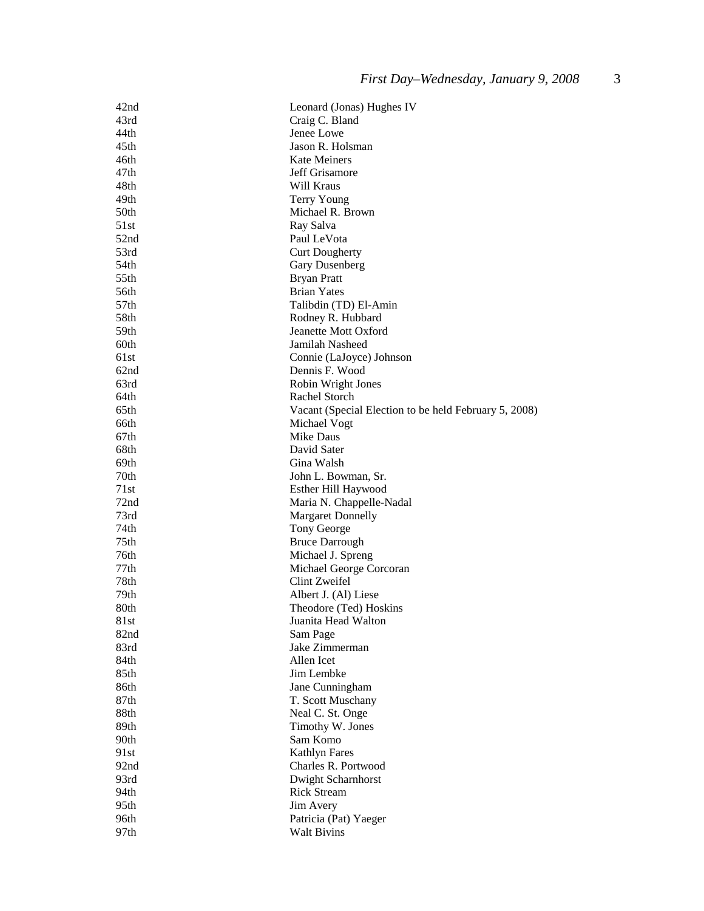| | |
|---|---|
| 42nd | Leonard (Jonas) Hughes IV |
| 43rd | Craig C. Bland |
| 44th | Jenee Lowe |
| 45th | Jason R. Holsman |
| 46th | Kate Meiners |
| 47th | Jeff Grisamore |
| 48th | Will Kraus |
| 49th | Terry Young |
| 50th | Michael R. Brown |
| 51st | Ray Salva |
| 52nd | Paul LeVota |
| 53rd | Curt Dougherty |
| 54th | Gary Dusenberg |
| 55th | Bryan Pratt |
| 56th | Brian Yates |
| 57th | Talibdin (TD) El-Amin |
| 58th | Rodney R. Hubbard |
| 59th | Jeanette Mott Oxford |
| 60th | Jamilah Nasheed |
| 61st | Connie (LaJoyce) Johnson |
| 62nd | Dennis F. Wood |
| 63rd | Robin Wright Jones |
| 64th | Rachel Storch |
| 65th | Vacant (Special Election to be held February 5, 2008) |
| 66th | Michael Vogt |
| 67th | Mike Daus |
| 68th | David Sater |
| 69th | Gina Walsh |
| 70th | John L. Bowman, Sr. |
| 71st | Esther Hill Haywood |
| 72nd | Maria N. Chappelle-Nadal |
| 73rd | Margaret Donnelly |
| 74th | Tony George |
| 75th | Bruce Darrough |
| 76th | Michael J. Spreng |
| 77th | Michael George Corcoran |
| 78th | Clint Zweifel |
| 79th | Albert J. (Al) Liese |
| 80th | Theodore (Ted) Hoskins |
| 81st | Juanita Head Walton |
| 82nd | Sam Page |
| 83rd | Jake Zimmerman |
| 84th | Allen Icet |
| 85th | Jim Lembke |
| 86th | Jane Cunningham |
| 87th | T. Scott Muschany |
| 88th | Neal C. St. Onge |
| 89th | Timothy W. Jones |
| 90th | Sam Komo |
| 91st | Kathlyn Fares |
| 92nd | Charles R. Portwood |
| 93rd | Dwight Scharnhorst |
| 94th | Rick Stream |
| 95th | Jim Avery |
| 96th | Patricia (Pat) Yaeger |
| 97th | Walt Bivins |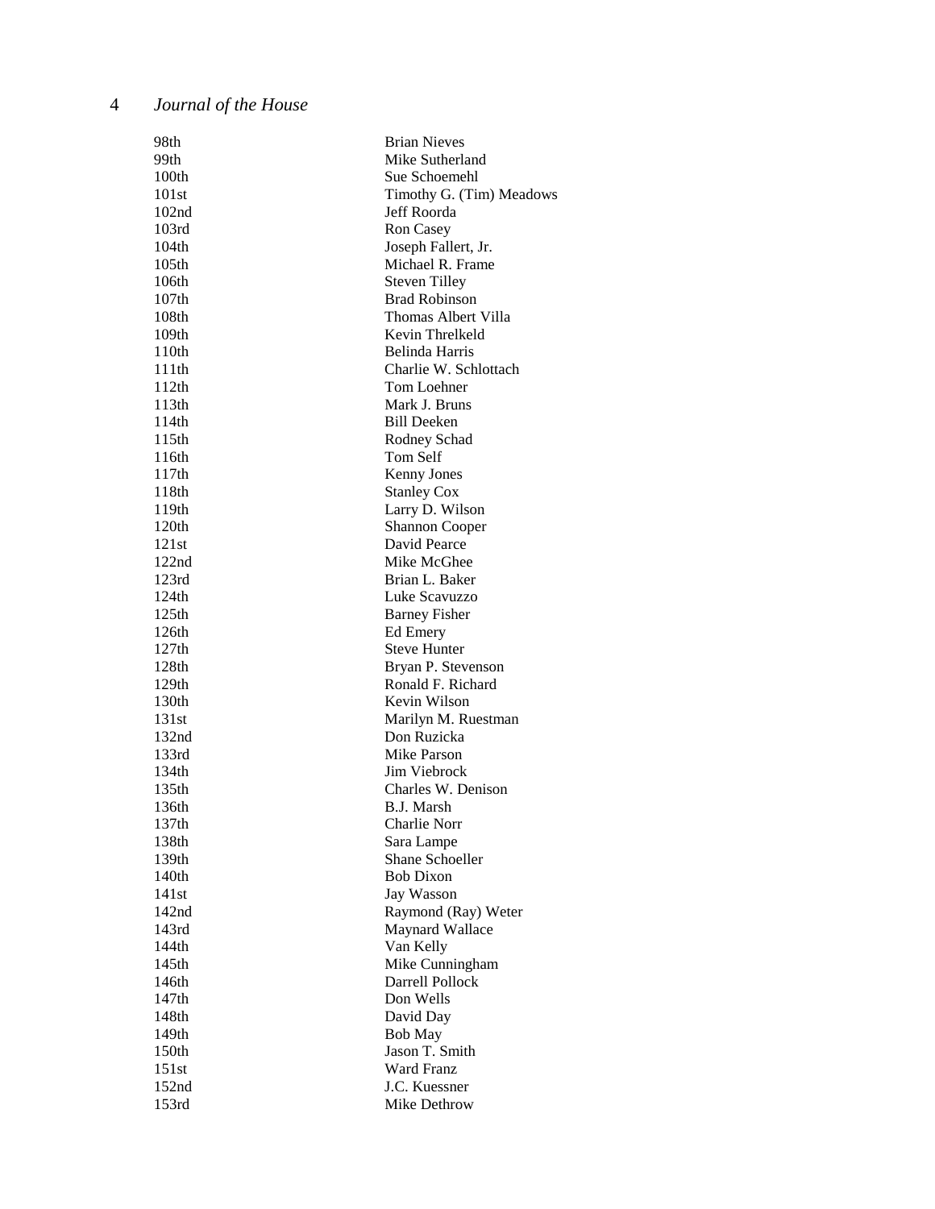| | |
|---|---|
| 98th | Brian Nieves |
| 99th | Mike Sutherland |
| 100th | Sue Schoemehl |
| 101st | Timothy G. (Tim) Meadows |
| 102nd | Jeff Roorda |
| 103rd | Ron Casey |
| 104th | Joseph Fallert, Jr. |
| 105th | Michael R. Frame |
| 106th | Steven Tilley |
| 107th | Brad Robinson |
| 108th | Thomas Albert Villa |
| 109th | Kevin Threlkeld |
| 110th | Belinda Harris |
| 111th | Charlie W. Schlottach |
| 112th | Tom Loehner |
| 113th | Mark J. Bruns |
| 114th | Bill Deeken |
| 115th | Rodney Schad |
| 116th | Tom Self |
| 117th | Kenny Jones |
| 118th | Stanley Cox |
| 119th | Larry D. Wilson |
| 120th | Shannon Cooper |
| 121st | David Pearce |
| 122nd | Mike McGhee |
| 123rd | Brian L. Baker |
| 124th | Luke Scavuzzo |
| 125th | Barney Fisher |
| 126th | Ed Emery |
| 127th | Steve Hunter |
| 128th | Bryan P. Stevenson |
| 129th | Ronald F. Richard |
| 130th | Kevin Wilson |
| 131st | Marilyn M. Ruestman |
| 132nd | Don Ruzicka |
| 133rd | Mike Parson |
| 134th | Jim Viebrock |
| 135th | Charles W. Denison |
| 136th | B.J. Marsh |
| 137th | Charlie Norr |
| 138th | Sara Lampe |
| 139th | Shane Schoeller |
| 140th | Bob Dixon |
| 141st | Jay Wasson |
| 142nd | Raymond (Ray) Weter |
| 143rd | Maynard Wallace |
| 144th | Van Kelly |
| 145th | Mike Cunningham |
| 146th | Darrell Pollock |
| 147th | Don Wells |
| 148th | David Day |
| 149th | Bob May |
| 150th | Jason T. Smith |
| 151st | Ward Franz |
| 152nd | J.C. Kuessner |
| 153rd | Mike Dethrow |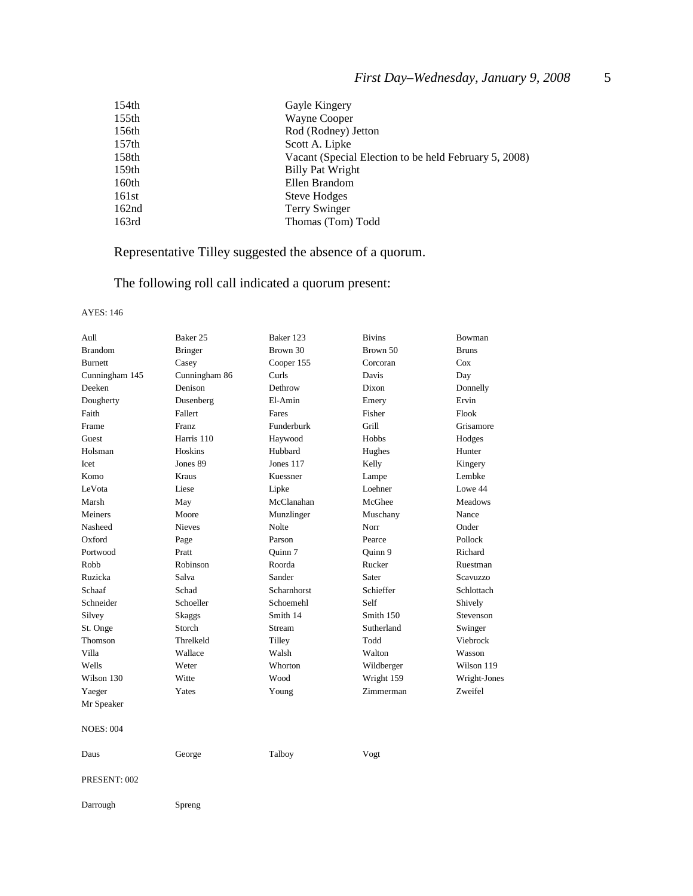| | |
|---|---|
| 154th | Gayle Kingery |
| 155th | Wayne Cooper |
| 156th | Rod (Rodney) Jetton |
| 157th | Scott A. Lipke |
| 158th | Vacant (Special Election to be held February 5, 2008) |
| 159th | Billy Pat Wright |
| 160th | Ellen Brandom |
| 161st | Steve Hodges |
| 162nd | Terry Swinger |
| 163rd | Thomas (Tom) Todd |

Representative Tilley suggested the absence of a quorum.

The following roll call indicated a quorum present:

AYES: 146

| | | | | |
|---|---|---|---|---|
| Aull | Baker 25 | Baker 123 | Bivins | Bowman |
| Brandom | Bringer | Brown 30 | Brown 50 | Bruns |
| Burnett | Casey | Cooper 155 | Corcoran | Cox |
| Cunningham 145 | Cunningham 86 | Curls | Davis | Day |
| Deeken | Denison | Dethrow | Dixon | Donnelly |
| Dougherty | Dusenberg | El-Amin | Emery | Ervin |
| Faith | Fallert | Fares | Fisher | Flook |
| Frame | Franz | Funderburk | Grill | Grisamore |
| Guest | Harris 110 | Haywood | Hobbs | Hodges |
| Holsman | Hoskins | Hubbard | Hughes | Hunter |
| Icet | Jones 89 | Jones 117 | Kelly | Kingery |
| Komo | Kraus | Kuessner | Lampe | Lembke |
| LeVota | Liese | Lipke | Loehner | Lowe 44 |
| Marsh | May | McClanahan | McGhee | Meadows |
| Meiners | Moore | Munzlinger | Muschany | Nance |
| Nasheed | Nieves | Nolte | Norr | Onder |
| Oxford | Page | Parson | Pearce | Pollock |
| Portwood | Pratt | Quinn 7 | Quinn 9 | Richard |
| Robb | Robinson | Roorda | Rucker | Ruestman |
| Ruzicka | Salva | Sander | Sater | Scavuzzo |
| Schaaf | Schad | Scharnhorst | Schieffer | Schlottach |
| Schneider | Schoeller | Schoemehl | Self | Shively |
| Silvey | Skaggs | Smith 14 | Smith 150 | Stevenson |
| St. Onge | Storch | Stream | Sutherland | Swinger |
| Thomson | Threlkeld | Tilley | Todd | Viebrock |
| Villa | Wallace | Walsh | Walton | Wasson |
| Wells | Weter | Whorton | Wildberger | Wilson 119 |
| Wilson 130 | Witte | Wood | Wright 159 | Wright-Jones |
| Yaeger | Yates | Young | Zimmerman | Zweifel |
| Mr Speaker | | | | |

NOES: 004

| | | | |
|---|---|---|---|
| Daus | George | Talboy | Vogt |

PRESENT: 002

| | |
|---|---|
| Darrough | Spreng |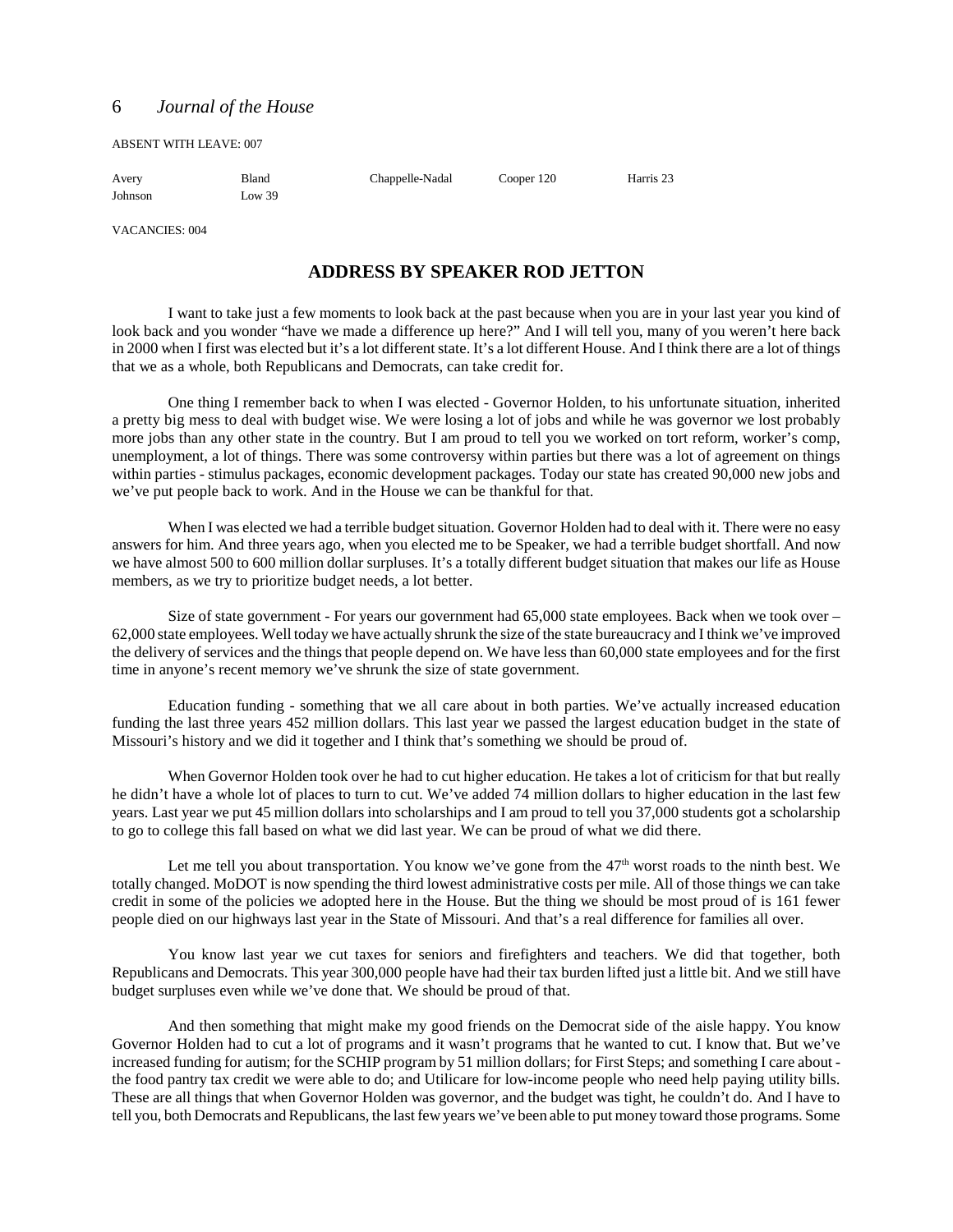ABSENT WITH LEAVE: 007

| Avery | Bland | Chappelle-Nadal | Cooper 120 | Harris 23 |
|---|---|---|---|---|
| Johnson | Low 39 | | | |

VACANCIES: 004

## ADDRESS BY SPEAKER ROD JETTON

I want to take just a few moments to look back at the past because when you are in your last year you kind of look back and you wonder "have we made a difference up here?" And I will tell you, many of you weren't here back in 2000 when I first was elected but it's a lot different state. It's a lot different House. And I think there are a lot of things that we as a whole, both Republicans and Democrats, can take credit for.

One thing I remember back to when I was elected - Governor Holden, to his unfortunate situation, inherited a pretty big mess to deal with budget wise. We were losing a lot of jobs and while he was governor we lost probably more jobs than any other state in the country. But I am proud to tell you we worked on tort reform, worker's comp, unemployment, a lot of things. There was some controversy within parties but there was a lot of agreement on things within parties - stimulus packages, economic development packages. Today our state has created 90,000 new jobs and we've put people back to work. And in the House we can be thankful for that.

When I was elected we had a terrible budget situation. Governor Holden had to deal with it. There were no easy answers for him. And three years ago, when you elected me to be Speaker, we had a terrible budget shortfall. And now we have almost 500 to 600 million dollar surpluses. It's a totally different budget situation that makes our life as House members, as we try to prioritize budget needs, a lot better.

Size of state government - For years our government had 65,000 state employees. Back when we took over – 62,000 state employees. Well today we have actually shrunk the size of the state bureaucracy and I think we've improved the delivery of services and the things that people depend on. We have less than 60,000 state employees and for the first time in anyone's recent memory we've shrunk the size of state government.

Education funding - something that we all care about in both parties. We've actually increased education funding the last three years 452 million dollars. This last year we passed the largest education budget in the state of Missouri's history and we did it together and I think that's something we should be proud of.

When Governor Holden took over he had to cut higher education. He takes a lot of criticism for that but really he didn't have a whole lot of places to turn to cut. We've added 74 million dollars to higher education in the last few years. Last year we put 45 million dollars into scholarships and I am proud to tell you 37,000 students got a scholarship to go to college this fall based on what we did last year. We can be proud of what we did there.

Let me tell you about transportation. You know we've gone from the 47th worst roads to the ninth best. We totally changed. MoDOT is now spending the third lowest administrative costs per mile. All of those things we can take credit in some of the policies we adopted here in the House. But the thing we should be most proud of is 161 fewer people died on our highways last year in the State of Missouri. And that's a real difference for families all over.

You know last year we cut taxes for seniors and firefighters and teachers. We did that together, both Republicans and Democrats. This year 300,000 people have had their tax burden lifted just a little bit. And we still have budget surpluses even while we've done that. We should be proud of that.

And then something that might make my good friends on the Democrat side of the aisle happy. You know Governor Holden had to cut a lot of programs and it wasn't programs that he wanted to cut. I know that. But we've increased funding for autism; for the SCHIP program by 51 million dollars; for First Steps; and something I care about - the food pantry tax credit we were able to do; and Utilicare for low-income people who need help paying utility bills. These are all things that when Governor Holden was governor, and the budget was tight, he couldn't do. And I have to tell you, both Democrats and Republicans, the last few years we've been able to put money toward those programs. Some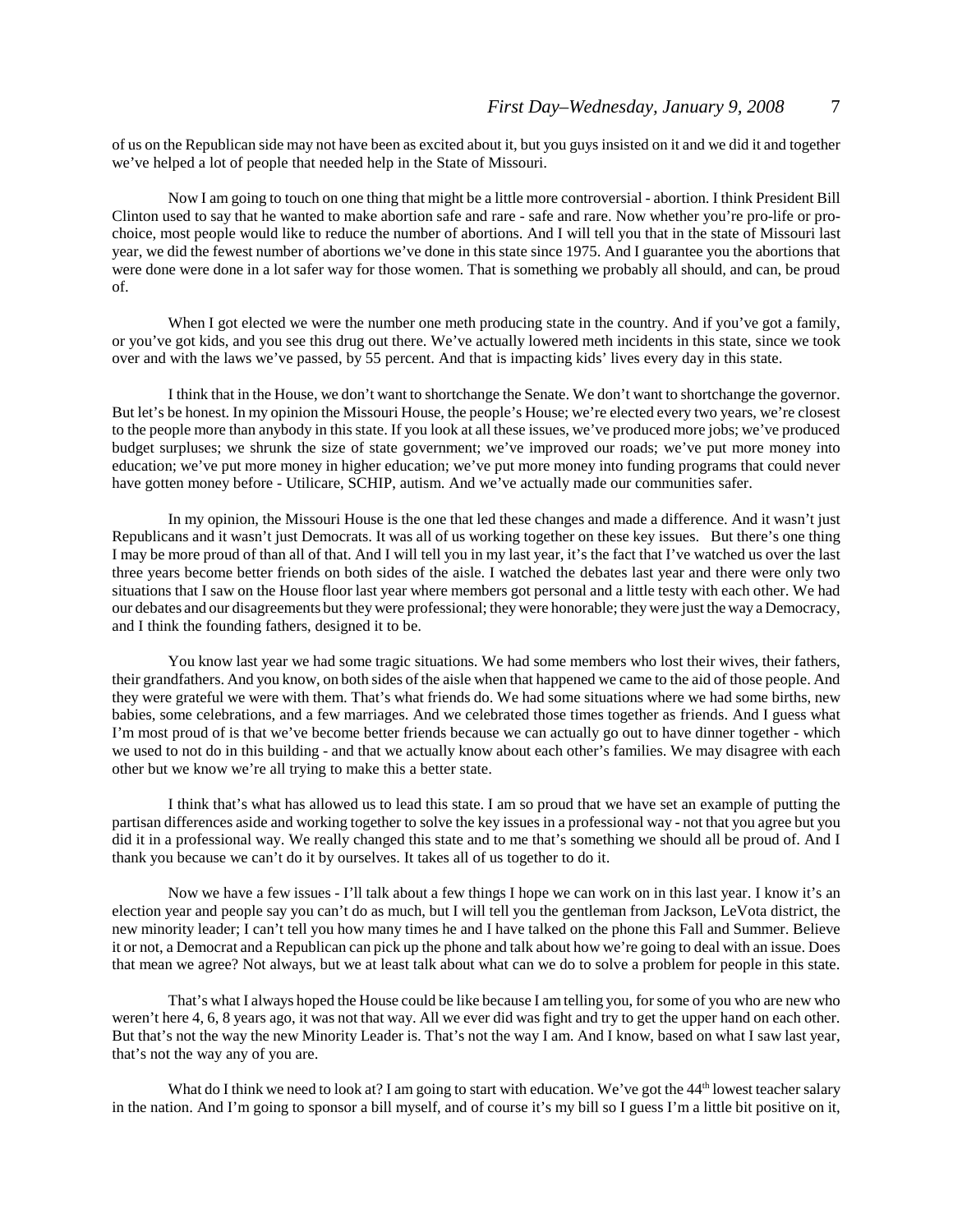of us on the Republican side may not have been as excited about it, but you guys insisted on it and we did it and together we've helped a lot of people that needed help in the State of Missouri.

Now I am going to touch on one thing that might be a little more controversial - abortion. I think President Bill Clinton used to say that he wanted to make abortion safe and rare - safe and rare. Now whether you're pro-life or pro-choice, most people would like to reduce the number of abortions. And I will tell you that in the state of Missouri last year, we did the fewest number of abortions we've done in this state since 1975. And I guarantee you the abortions that were done were done in a lot safer way for those women. That is something we probably all should, and can, be proud of.

When I got elected we were the number one meth producing state in the country. And if you've got a family, or you've got kids, and you see this drug out there. We've actually lowered meth incidents in this state, since we took over and with the laws we've passed, by 55 percent. And that is impacting kids' lives every day in this state.

I think that in the House, we don't want to shortchange the Senate. We don't want to shortchange the governor. But let's be honest. In my opinion the Missouri House, the people's House; we're elected every two years, we're closest to the people more than anybody in this state. If you look at all these issues, we've produced more jobs; we've produced budget surpluses; we shrunk the size of state government; we've improved our roads; we've put more money into education; we've put more money in higher education; we've put more money into funding programs that could never have gotten money before - Utilicare, SCHIP, autism. And we've actually made our communities safer.

In my opinion, the Missouri House is the one that led these changes and made a difference. And it wasn't just Republicans and it wasn't just Democrats. It was all of us working together on these key issues. But there's one thing I may be more proud of than all of that. And I will tell you in my last year, it's the fact that I've watched us over the last three years become better friends on both sides of the aisle. I watched the debates last year and there were only two situations that I saw on the House floor last year where members got personal and a little testy with each other. We had our debates and our disagreements but they were professional; they were honorable; they were just the way a Democracy, and I think the founding fathers, designed it to be.

You know last year we had some tragic situations. We had some members who lost their wives, their fathers, their grandfathers. And you know, on both sides of the aisle when that happened we came to the aid of those people. And they were grateful we were with them. That's what friends do. We had some situations where we had some births, new babies, some celebrations, and a few marriages. And we celebrated those times together as friends. And I guess what I'm most proud of is that we've become better friends because we can actually go out to have dinner together - which we used to not do in this building - and that we actually know about each other's families. We may disagree with each other but we know we're all trying to make this a better state.

I think that's what has allowed us to lead this state. I am so proud that we have set an example of putting the partisan differences aside and working together to solve the key issues in a professional way - not that you agree but you did it in a professional way. We really changed this state and to me that's something we should all be proud of. And I thank you because we can't do it by ourselves. It takes all of us together to do it.

Now we have a few issues - I'll talk about a few things I hope we can work on in this last year. I know it's an election year and people say you can't do as much, but I will tell you the gentleman from Jackson, LeVota district, the new minority leader; I can't tell you how many times he and I have talked on the phone this Fall and Summer. Believe it or not, a Democrat and a Republican can pick up the phone and talk about how we're going to deal with an issue. Does that mean we agree? Not always, but we at least talk about what can we do to solve a problem for people in this state.

That's what I always hoped the House could be like because I am telling you, for some of you who are new who weren't here 4, 6, 8 years ago, it was not that way. All we ever did was fight and try to get the upper hand on each other. But that's not the way the new Minority Leader is. That's not the way I am. And I know, based on what I saw last year, that's not the way any of you are.

What do I think we need to look at? I am going to start with education. We've got the 44th lowest teacher salary in the nation. And I'm going to sponsor a bill myself, and of course it's my bill so I guess I'm a little bit positive on it,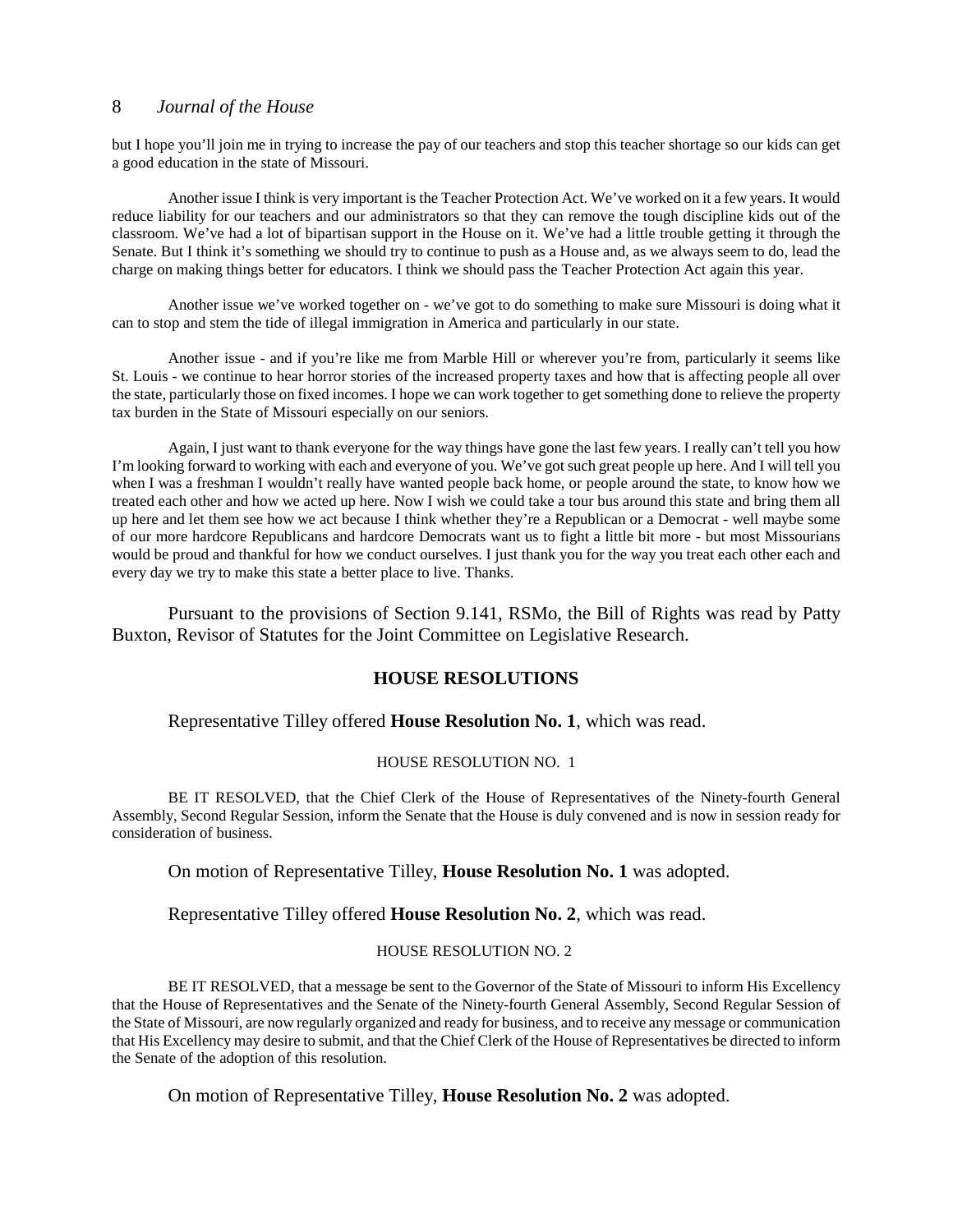but I hope you'll join me in trying to increase the pay of our teachers and stop this teacher shortage so our kids can get a good education in the state of Missouri.

Another issue I think is very important is the Teacher Protection Act. We've worked on it a few years. It would reduce liability for our teachers and our administrators so that they can remove the tough discipline kids out of the classroom. We've had a lot of bipartisan support in the House on it. We've had a little trouble getting it through the Senate. But I think it's something we should try to continue to push as a House and, as we always seem to do, lead the charge on making things better for educators. I think we should pass the Teacher Protection Act again this year.

Another issue we've worked together on - we've got to do something to make sure Missouri is doing what it can to stop and stem the tide of illegal immigration in America and particularly in our state.

Another issue - and if you're like me from Marble Hill or wherever you're from, particularly it seems like St. Louis - we continue to hear horror stories of the increased property taxes and how that is affecting people all over the state, particularly those on fixed incomes. I hope we can work together to get something done to relieve the property tax burden in the State of Missouri especially on our seniors.

Again, I just want to thank everyone for the way things have gone the last few years. I really can't tell you how I'm looking forward to working with each and every one of you. We've got such great people up here. And I will tell you when I was a freshman I wouldn't really have wanted people back home, or people around the state, to know how we treated each other and how we acted up here. Now I wish we could take a tour bus around this state and bring them all up here and let them see how we act because I think whether they're a Republican or a Democrat - well maybe some of our more hardcore Republicans and hardcore Democrats want us to fight a little bit more - but most Missourians would be proud and thankful for how we conduct ourselves. I just thank you for the way you treat each other each and every day we try to make this state a better place to live. Thanks.

Pursuant to the provisions of Section 9.141, RSMo, the Bill of Rights was read by Patty Buxton, Revisor of Statutes for the Joint Committee on Legislative Research.

## HOUSE RESOLUTIONS

Representative Tilley offered **House Resolution No. 1**, which was read.

HOUSE RESOLUTION NO. 1

BE IT RESOLVED, that the Chief Clerk of the House of Representatives of the Ninety-fourth General Assembly, Second Regular Session, inform the Senate that the House is duly convened and is now in session ready for consideration of business.

On motion of Representative Tilley, **House Resolution No. 1** was adopted.

Representative Tilley offered **House Resolution No. 2**, which was read.

HOUSE RESOLUTION NO. 2

BE IT RESOLVED, that a message be sent to the Governor of the State of Missouri to inform His Excellency that the House of Representatives and the Senate of the Ninety-fourth General Assembly, Second Regular Session of the State of Missouri, are now regularly organized and ready for business, and to receive any message or communication that His Excellency may desire to submit, and that the Chief Clerk of the House of Representatives be directed to inform the Senate of the adoption of this resolution.

On motion of Representative Tilley, **House Resolution No. 2** was adopted.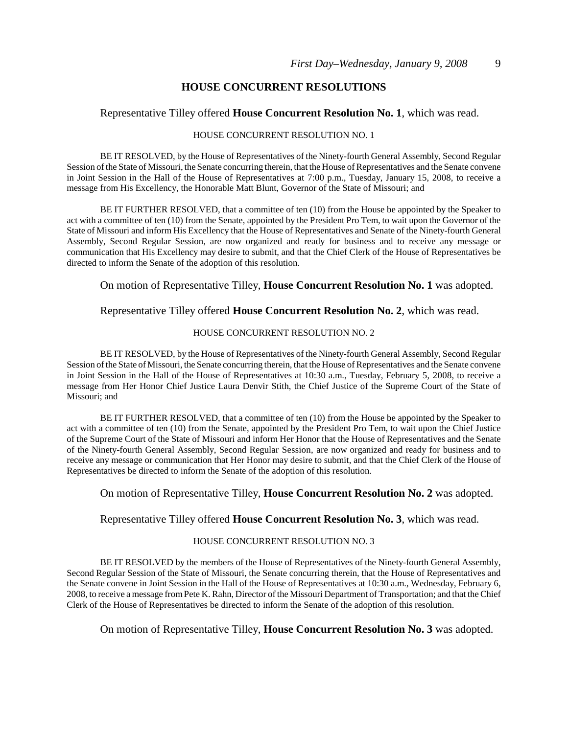## HOUSE CONCURRENT RESOLUTIONS

Representative Tilley offered **House Concurrent Resolution No. 1**, which was read.

HOUSE CONCURRENT RESOLUTION NO. 1

BE IT RESOLVED, by the House of Representatives of the Ninety-fourth General Assembly, Second Regular Session of the State of Missouri, the Senate concurring therein, that the House of Representatives and the Senate convene in Joint Session in the Hall of the House of Representatives at 7:00 p.m., Tuesday, January 15, 2008, to receive a message from His Excellency, the Honorable Matt Blunt, Governor of the State of Missouri; and

BE IT FURTHER RESOLVED, that a committee of ten (10) from the House be appointed by the Speaker to act with a committee of ten (10) from the Senate, appointed by the President Pro Tem, to wait upon the Governor of the State of Missouri and inform His Excellency that the House of Representatives and Senate of the Ninety-fourth General Assembly, Second Regular Session, are now organized and ready for business and to receive any message or communication that His Excellency may desire to submit, and that the Chief Clerk of the House of Representatives be directed to inform the Senate of the adoption of this resolution.

On motion of Representative Tilley, **House Concurrent Resolution No. 1** was adopted.

Representative Tilley offered **House Concurrent Resolution No. 2**, which was read.

HOUSE CONCURRENT RESOLUTION NO. 2

BE IT RESOLVED, by the House of Representatives of the Ninety-fourth General Assembly, Second Regular Session of the State of Missouri, the Senate concurring therein, that the House of Representatives and the Senate convene in Joint Session in the Hall of the House of Representatives at 10:30 a.m., Tuesday, February 5, 2008, to receive a message from Her Honor Chief Justice Laura Denvir Stith, the Chief Justice of the Supreme Court of the State of Missouri; and

BE IT FURTHER RESOLVED, that a committee of ten (10) from the House be appointed by the Speaker to act with a committee of ten (10) from the Senate, appointed by the President Pro Tem, to wait upon the Chief Justice of the Supreme Court of the State of Missouri and inform Her Honor that the House of Representatives and the Senate of the Ninety-fourth General Assembly, Second Regular Session, are now organized and ready for business and to receive any message or communication that Her Honor may desire to submit, and that the Chief Clerk of the House of Representatives be directed to inform the Senate of the adoption of this resolution.

On motion of Representative Tilley, **House Concurrent Resolution No. 2** was adopted.

Representative Tilley offered **House Concurrent Resolution No. 3**, which was read.

HOUSE CONCURRENT RESOLUTION NO. 3

BE IT RESOLVED by the members of the House of Representatives of the Ninety-fourth General Assembly, Second Regular Session of the State of Missouri, the Senate concurring therein, that the House of Representatives and the Senate convene in Joint Session in the Hall of the House of Representatives at 10:30 a.m., Wednesday, February 6, 2008, to receive a message from Pete K. Rahn, Director of the Missouri Department of Transportation; and that the Chief Clerk of the House of Representatives be directed to inform the Senate of the adoption of this resolution.

On motion of Representative Tilley, **House Concurrent Resolution No. 3** was adopted.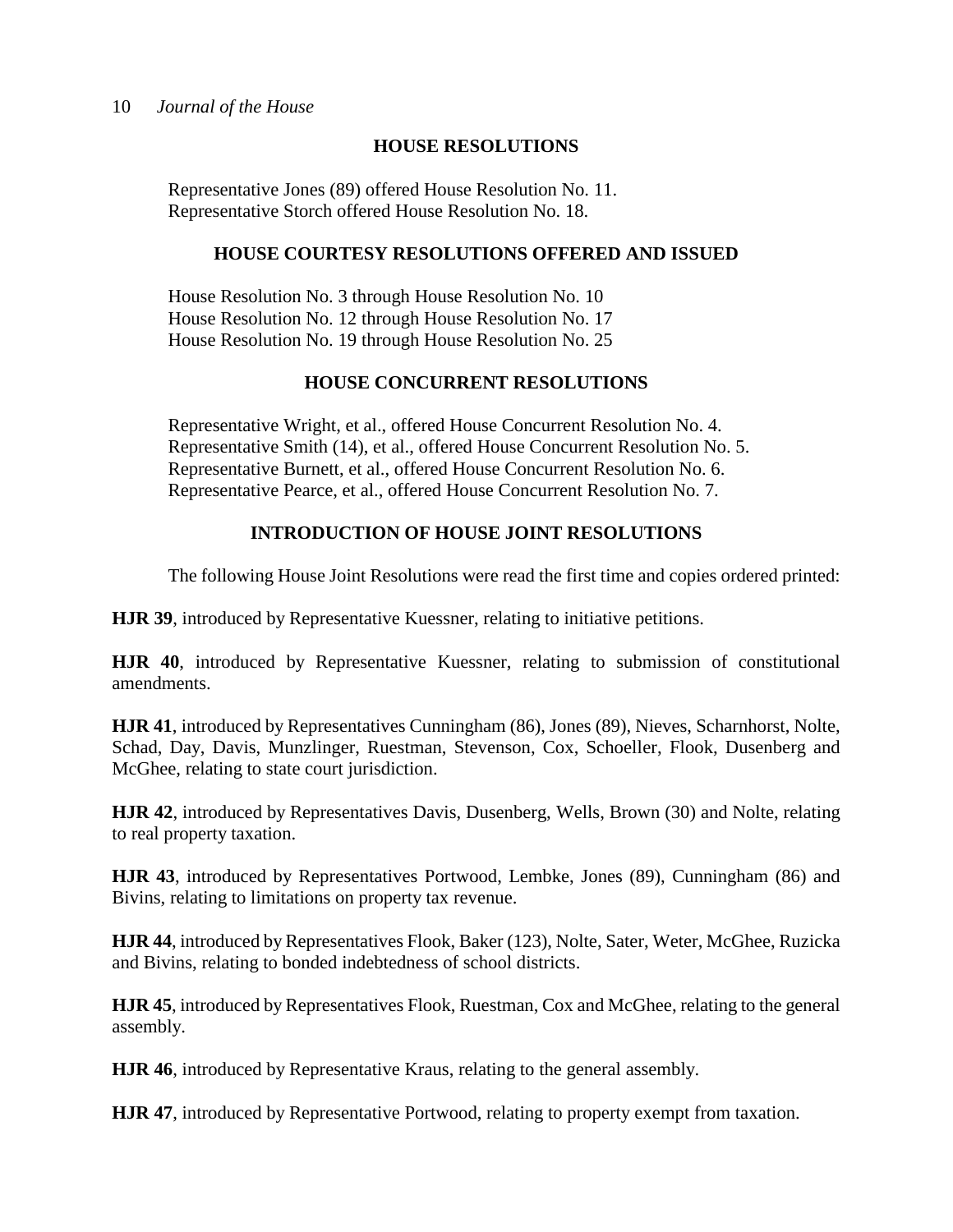## HOUSE RESOLUTIONS

Representative Jones (89) offered House Resolution No. 11.
Representative Storch offered House Resolution No. 18.

## HOUSE COURTESY RESOLUTIONS OFFERED AND ISSUED

House Resolution No. 3 through House Resolution No. 10
House Resolution No. 12 through House Resolution No. 17
House Resolution No. 19 through House Resolution No. 25

## HOUSE CONCURRENT RESOLUTIONS

Representative Wright, et al., offered House Concurrent Resolution No. 4.
Representative Smith (14), et al., offered House Concurrent Resolution No. 5.
Representative Burnett, et al., offered House Concurrent Resolution No. 6.
Representative Pearce, et al., offered House Concurrent Resolution No. 7.

## INTRODUCTION OF HOUSE JOINT RESOLUTIONS

The following House Joint Resolutions were read the first time and copies ordered printed:

**HJR 39**, introduced by Representative Kuessner, relating to initiative petitions.

**HJR 40**, introduced by Representative Kuessner, relating to submission of constitutional amendments.

**HJR 41**, introduced by Representatives Cunningham (86), Jones (89), Nieves, Scharnhorst, Nolte, Schad, Day, Davis, Munzlinger, Ruestman, Stevenson, Cox, Schoeller, Flook, Dusenberg and McGhee, relating to state court jurisdiction.

**HJR 42**, introduced by Representatives Davis, Dusenberg, Wells, Brown (30) and Nolte, relating to real property taxation.

**HJR 43**, introduced by Representatives Portwood, Lembke, Jones (89), Cunningham (86) and Bivins, relating to limitations on property tax revenue.

**HJR 44**, introduced by Representatives Flook, Baker (123), Nolte, Sater, Weter, McGhee, Ruzicka and Bivins, relating to bonded indebtedness of school districts.

**HJR 45**, introduced by Representatives Flook, Ruestman, Cox and McGhee, relating to the general assembly.

**HJR 46**, introduced by Representative Kraus, relating to the general assembly.

**HJR 47**, introduced by Representative Portwood, relating to property exempt from taxation.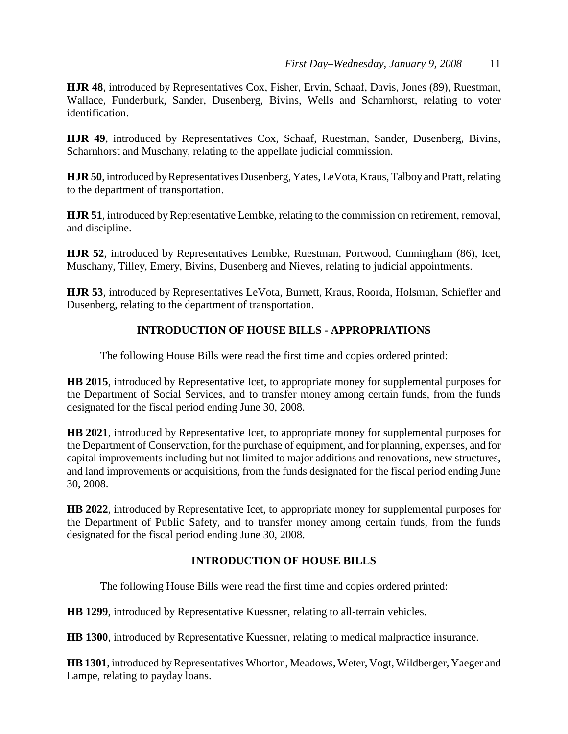**HJR 48**, introduced by Representatives Cox, Fisher, Ervin, Schaaf, Davis, Jones (89), Ruestman, Wallace, Funderburk, Sander, Dusenberg, Bivins, Wells and Scharnhorst, relating to voter identification.

**HJR 49**, introduced by Representatives Cox, Schaaf, Ruestman, Sander, Dusenberg, Bivins, Scharnhorst and Muschany, relating to the appellate judicial commission.

**HJR 50**, introduced by Representatives Dusenberg, Yates, LeVota, Kraus, Talboy and Pratt, relating to the department of transportation.

**HJR 51**, introduced by Representative Lembke, relating to the commission on retirement, removal, and discipline.

**HJR 52**, introduced by Representatives Lembke, Ruestman, Portwood, Cunningham (86), Icet, Muschany, Tilley, Emery, Bivins, Dusenberg and Nieves, relating to judicial appointments.

**HJR 53**, introduced by Representatives LeVota, Burnett, Kraus, Roorda, Holsman, Schieffer and Dusenberg, relating to the department of transportation.

## INTRODUCTION OF HOUSE BILLS - APPROPRIATIONS

The following House Bills were read the first time and copies ordered printed:

**HB 2015**, introduced by Representative Icet, to appropriate money for supplemental purposes for the Department of Social Services, and to transfer money among certain funds, from the funds designated for the fiscal period ending June 30, 2008.

**HB 2021**, introduced by Representative Icet, to appropriate money for supplemental purposes for the Department of Conservation, for the purchase of equipment, and for planning, expenses, and for capital improvements including but not limited to major additions and renovations, new structures, and land improvements or acquisitions, from the funds designated for the fiscal period ending June 30, 2008.

**HB 2022**, introduced by Representative Icet, to appropriate money for supplemental purposes for the Department of Public Safety, and to transfer money among certain funds, from the funds designated for the fiscal period ending June 30, 2008.

## INTRODUCTION OF HOUSE BILLS

The following House Bills were read the first time and copies ordered printed:

**HB 1299**, introduced by Representative Kuessner, relating to all-terrain vehicles.

**HB 1300**, introduced by Representative Kuessner, relating to medical malpractice insurance.

**HB 1301**, introduced by Representatives Whorton, Meadows, Weter, Vogt, Wildberger, Yaeger and Lampe, relating to payday loans.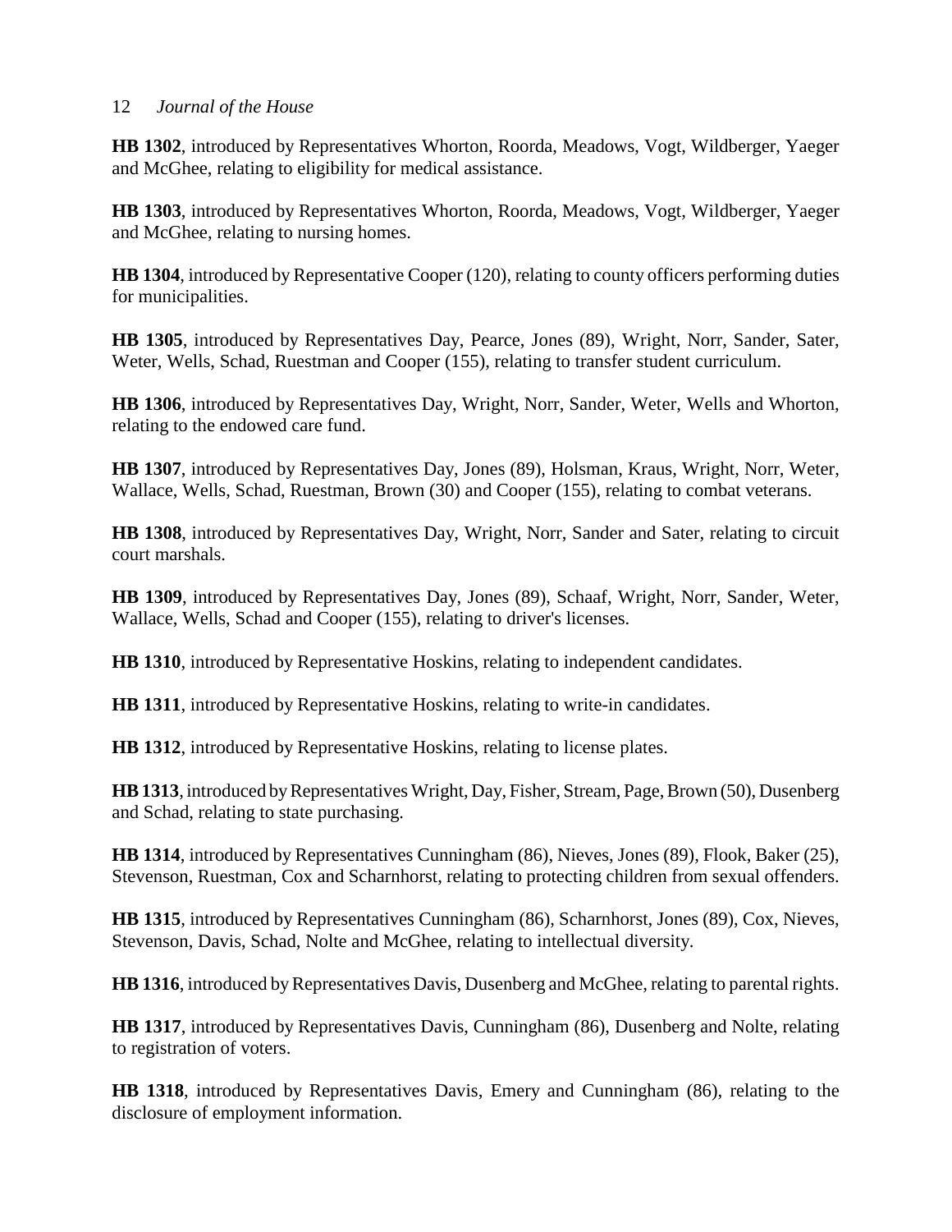**HB 1302**, introduced by Representatives Whorton, Roorda, Meadows, Vogt, Wildberger, Yaeger and McGhee, relating to eligibility for medical assistance.

**HB 1303**, introduced by Representatives Whorton, Roorda, Meadows, Vogt, Wildberger, Yaeger and McGhee, relating to nursing homes.

**HB 1304**, introduced by Representative Cooper (120), relating to county officers performing duties for municipalities.

**HB 1305**, introduced by Representatives Day, Pearce, Jones (89), Wright, Norr, Sander, Sater, Weter, Wells, Schad, Ruestman and Cooper (155), relating to transfer student curriculum.

**HB 1306**, introduced by Representatives Day, Wright, Norr, Sander, Weter, Wells and Whorton, relating to the endowed care fund.

**HB 1307**, introduced by Representatives Day, Jones (89), Holsman, Kraus, Wright, Norr, Weter, Wallace, Wells, Schad, Ruestman, Brown (30) and Cooper (155), relating to combat veterans.

**HB 1308**, introduced by Representatives Day, Wright, Norr, Sander and Sater, relating to circuit court marshals.

**HB 1309**, introduced by Representatives Day, Jones (89), Schaaf, Wright, Norr, Sander, Weter, Wallace, Wells, Schad and Cooper (155), relating to driver's licenses.

**HB 1310**, introduced by Representative Hoskins, relating to independent candidates.

**HB 1311**, introduced by Representative Hoskins, relating to write-in candidates.

**HB 1312**, introduced by Representative Hoskins, relating to license plates.

**HB 1313**, introduced by Representatives Wright, Day, Fisher, Stream, Page, Brown (50), Dusenberg and Schad, relating to state purchasing.

**HB 1314**, introduced by Representatives Cunningham (86), Nieves, Jones (89), Flook, Baker (25), Stevenson, Ruestman, Cox and Scharnhorst, relating to protecting children from sexual offenders.

**HB 1315**, introduced by Representatives Cunningham (86), Scharnhorst, Jones (89), Cox, Nieves, Stevenson, Davis, Schad, Nolte and McGhee, relating to intellectual diversity.

**HB 1316**, introduced by Representatives Davis, Dusenberg and McGhee, relating to parental rights.

**HB 1317**, introduced by Representatives Davis, Cunningham (86), Dusenberg and Nolte, relating to registration of voters.

**HB 1318**, introduced by Representatives Davis, Emery and Cunningham (86), relating to the disclosure of employment information.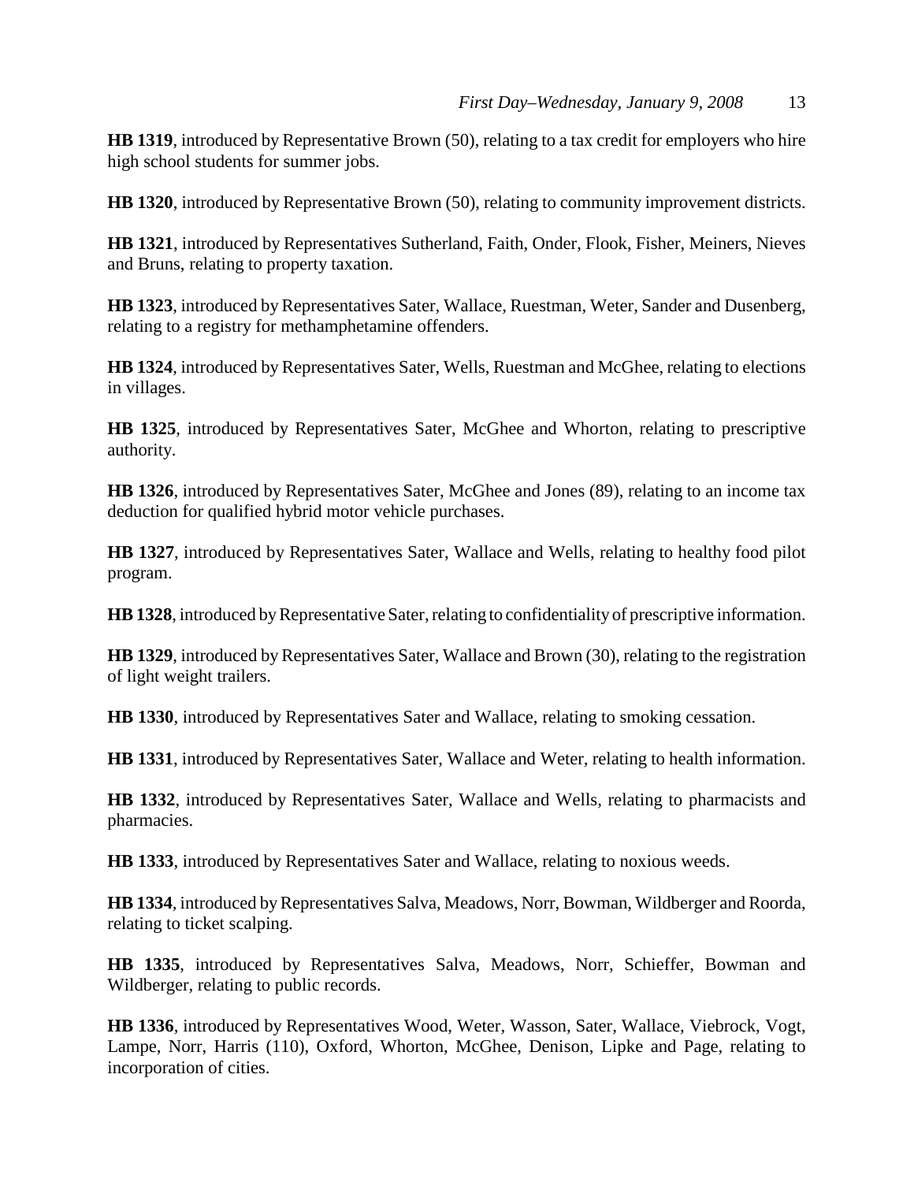**HB 1319**, introduced by Representative Brown (50), relating to a tax credit for employers who hire high school students for summer jobs.

**HB 1320**, introduced by Representative Brown (50), relating to community improvement districts.

**HB 1321**, introduced by Representatives Sutherland, Faith, Onder, Flook, Fisher, Meiners, Nieves and Bruns, relating to property taxation.

**HB 1323**, introduced by Representatives Sater, Wallace, Ruestman, Weter, Sander and Dusenberg, relating to a registry for methamphetamine offenders.

**HB 1324**, introduced by Representatives Sater, Wells, Ruestman and McGhee, relating to elections in villages.

**HB 1325**, introduced by Representatives Sater, McGhee and Whorton, relating to prescriptive authority.

**HB 1326**, introduced by Representatives Sater, McGhee and Jones (89), relating to an income tax deduction for qualified hybrid motor vehicle purchases.

**HB 1327**, introduced by Representatives Sater, Wallace and Wells, relating to healthy food pilot program.

**HB 1328**, introduced by Representative Sater, relating to confidentiality of prescriptive information.

**HB 1329**, introduced by Representatives Sater, Wallace and Brown (30), relating to the registration of light weight trailers.

**HB 1330**, introduced by Representatives Sater and Wallace, relating to smoking cessation.

**HB 1331**, introduced by Representatives Sater, Wallace and Weter, relating to health information.

**HB 1332**, introduced by Representatives Sater, Wallace and Wells, relating to pharmacists and pharmacies.

**HB 1333**, introduced by Representatives Sater and Wallace, relating to noxious weeds.

**HB 1334**, introduced by Representatives Salva, Meadows, Norr, Bowman, Wildberger and Roorda, relating to ticket scalping.

**HB 1335**, introduced by Representatives Salva, Meadows, Norr, Schieffer, Bowman and Wildberger, relating to public records.

**HB 1336**, introduced by Representatives Wood, Weter, Wasson, Sater, Wallace, Viebrock, Vogt, Lampe, Norr, Harris (110), Oxford, Whorton, McGhee, Denison, Lipke and Page, relating to incorporation of cities.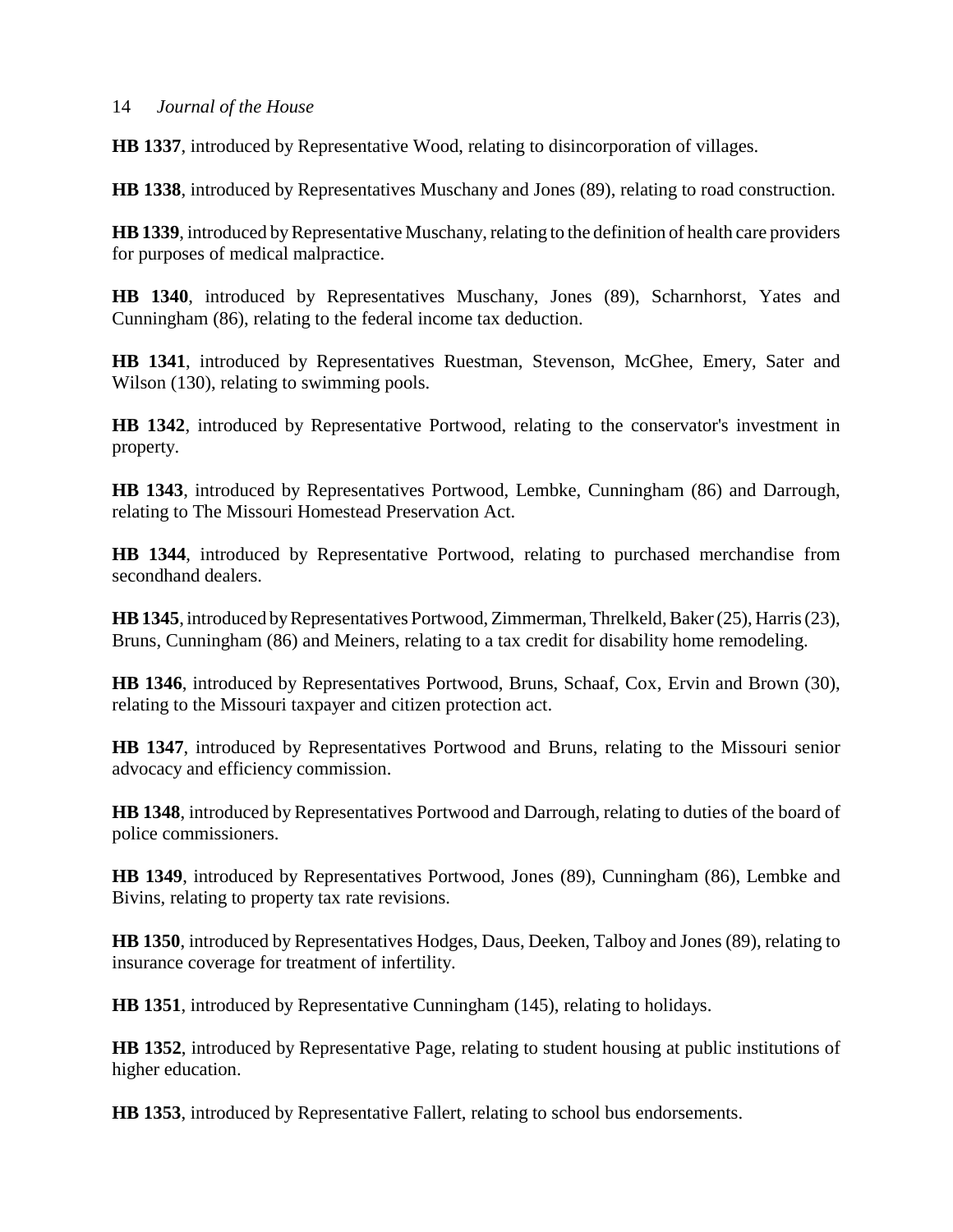**HB 1337**, introduced by Representative Wood, relating to disincorporation of villages.

**HB 1338**, introduced by Representatives Muschany and Jones (89), relating to road construction.

**HB 1339**, introduced by Representative Muschany, relating to the definition of health care providers for purposes of medical malpractice.

**HB 1340**, introduced by Representatives Muschany, Jones (89), Scharnhorst, Yates and Cunningham (86), relating to the federal income tax deduction.

**HB 1341**, introduced by Representatives Ruestman, Stevenson, McGhee, Emery, Sater and Wilson (130), relating to swimming pools.

**HB 1342**, introduced by Representative Portwood, relating to the conservator's investment in property.

**HB 1343**, introduced by Representatives Portwood, Lembke, Cunningham (86) and Darrough, relating to The Missouri Homestead Preservation Act.

**HB 1344**, introduced by Representative Portwood, relating to purchased merchandise from secondhand dealers.

**HB 1345**, introduced by Representatives Portwood, Zimmerman, Threlkeld, Baker (25), Harris (23), Bruns, Cunningham (86) and Meiners, relating to a tax credit for disability home remodeling.

**HB 1346**, introduced by Representatives Portwood, Bruns, Schaaf, Cox, Ervin and Brown (30), relating to the Missouri taxpayer and citizen protection act.

**HB 1347**, introduced by Representatives Portwood and Bruns, relating to the Missouri senior advocacy and efficiency commission.

**HB 1348**, introduced by Representatives Portwood and Darrough, relating to duties of the board of police commissioners.

**HB 1349**, introduced by Representatives Portwood, Jones (89), Cunningham (86), Lembke and Bivins, relating to property tax rate revisions.

**HB 1350**, introduced by Representatives Hodges, Daus, Deeken, Talboy and Jones (89), relating to insurance coverage for treatment of infertility.

**HB 1351**, introduced by Representative Cunningham (145), relating to holidays.

**HB 1352**, introduced by Representative Page, relating to student housing at public institutions of higher education.

**HB 1353**, introduced by Representative Fallert, relating to school bus endorsements.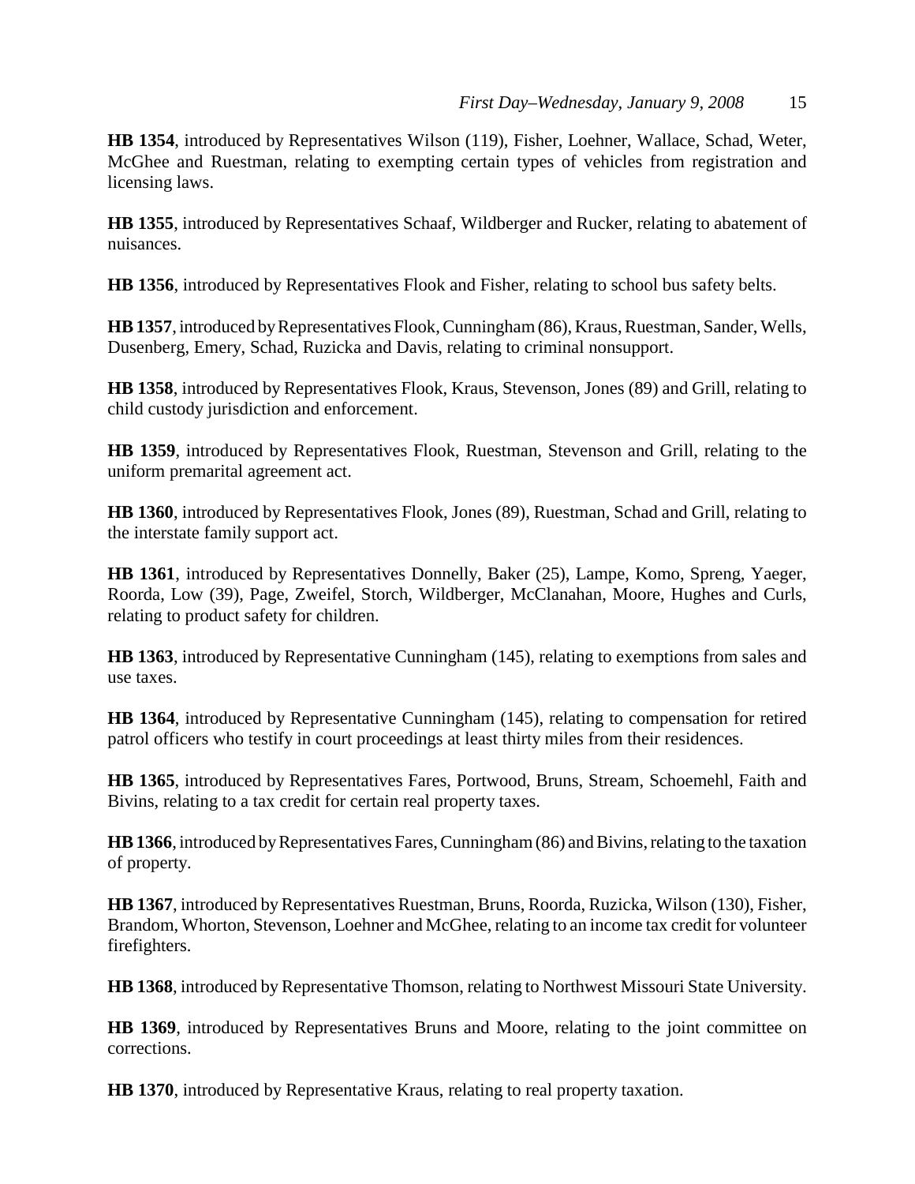**HB 1354**, introduced by Representatives Wilson (119), Fisher, Loehner, Wallace, Schad, Weter, McGhee and Ruestman, relating to exempting certain types of vehicles from registration and licensing laws.

**HB 1355**, introduced by Representatives Schaaf, Wildberger and Rucker, relating to abatement of nuisances.

**HB 1356**, introduced by Representatives Flook and Fisher, relating to school bus safety belts.

**HB 1357**, introduced by Representatives Flook, Cunningham (86), Kraus, Ruestman, Sander, Wells, Dusenberg, Emery, Schad, Ruzicka and Davis, relating to criminal nonsupport.

**HB 1358**, introduced by Representatives Flook, Kraus, Stevenson, Jones (89) and Grill, relating to child custody jurisdiction and enforcement.

**HB 1359**, introduced by Representatives Flook, Ruestman, Stevenson and Grill, relating to the uniform premarital agreement act.

**HB 1360**, introduced by Representatives Flook, Jones (89), Ruestman, Schad and Grill, relating to the interstate family support act.

**HB 1361**, introduced by Representatives Donnelly, Baker (25), Lampe, Komo, Spreng, Yaeger, Roorda, Low (39), Page, Zweifel, Storch, Wildberger, McClanahan, Moore, Hughes and Curls, relating to product safety for children.

**HB 1363**, introduced by Representative Cunningham (145), relating to exemptions from sales and use taxes.

**HB 1364**, introduced by Representative Cunningham (145), relating to compensation for retired patrol officers who testify in court proceedings at least thirty miles from their residences.

**HB 1365**, introduced by Representatives Fares, Portwood, Bruns, Stream, Schoemehl, Faith and Bivins, relating to a tax credit for certain real property taxes.

**HB 1366**, introduced by Representatives Fares, Cunningham (86) and Bivins, relating to the taxation of property.

**HB 1367**, introduced by Representatives Ruestman, Bruns, Roorda, Ruzicka, Wilson (130), Fisher, Brandom, Whorton, Stevenson, Loehner and McGhee, relating to an income tax credit for volunteer firefighters.

**HB 1368**, introduced by Representative Thomson, relating to Northwest Missouri State University.

**HB 1369**, introduced by Representatives Bruns and Moore, relating to the joint committee on corrections.

**HB 1370**, introduced by Representative Kraus, relating to real property taxation.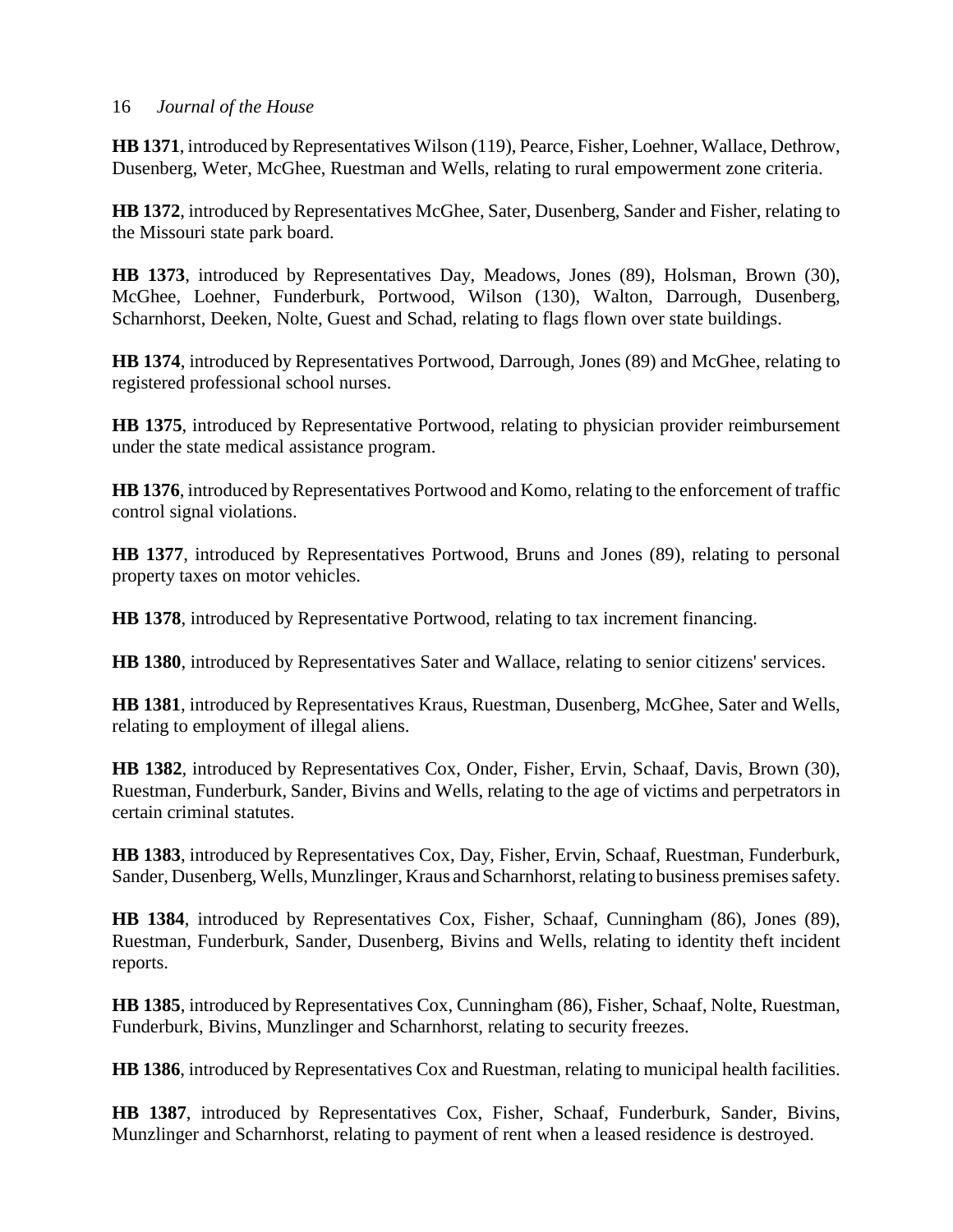**HB 1371**, introduced by Representatives Wilson (119), Pearce, Fisher, Loehner, Wallace, Dethrow, Dusenberg, Weter, McGhee, Ruestman and Wells, relating to rural empowerment zone criteria.

**HB 1372**, introduced by Representatives McGhee, Sater, Dusenberg, Sander and Fisher, relating to the Missouri state park board.

**HB 1373**, introduced by Representatives Day, Meadows, Jones (89), Holsman, Brown (30), McGhee, Loehner, Funderburk, Portwood, Wilson (130), Walton, Darrough, Dusenberg, Scharnhorst, Deeken, Nolte, Guest and Schad, relating to flags flown over state buildings.

**HB 1374**, introduced by Representatives Portwood, Darrough, Jones (89) and McGhee, relating to registered professional school nurses.

**HB 1375**, introduced by Representative Portwood, relating to physician provider reimbursement under the state medical assistance program.

**HB 1376**, introduced by Representatives Portwood and Komo, relating to the enforcement of traffic control signal violations.

**HB 1377**, introduced by Representatives Portwood, Bruns and Jones (89), relating to personal property taxes on motor vehicles.

**HB 1378**, introduced by Representative Portwood, relating to tax increment financing.

**HB 1380**, introduced by Representatives Sater and Wallace, relating to senior citizens' services.

**HB 1381**, introduced by Representatives Kraus, Ruestman, Dusenberg, McGhee, Sater and Wells, relating to employment of illegal aliens.

**HB 1382**, introduced by Representatives Cox, Onder, Fisher, Ervin, Schaaf, Davis, Brown (30), Ruestman, Funderburk, Sander, Bivins and Wells, relating to the age of victims and perpetrators in certain criminal statutes.

**HB 1383**, introduced by Representatives Cox, Day, Fisher, Ervin, Schaaf, Ruestman, Funderburk, Sander, Dusenberg, Wells, Munzlinger, Kraus and Scharnhorst, relating to business premises safety.

**HB 1384**, introduced by Representatives Cox, Fisher, Schaaf, Cunningham (86), Jones (89), Ruestman, Funderburk, Sander, Dusenberg, Bivins and Wells, relating to identity theft incident reports.

**HB 1385**, introduced by Representatives Cox, Cunningham (86), Fisher, Schaaf, Nolte, Ruestman, Funderburk, Bivins, Munzlinger and Scharnhorst, relating to security freezes.

**HB 1386**, introduced by Representatives Cox and Ruestman, relating to municipal health facilities.

**HB 1387**, introduced by Representatives Cox, Fisher, Schaaf, Funderburk, Sander, Bivins, Munzlinger and Scharnhorst, relating to payment of rent when a leased residence is destroyed.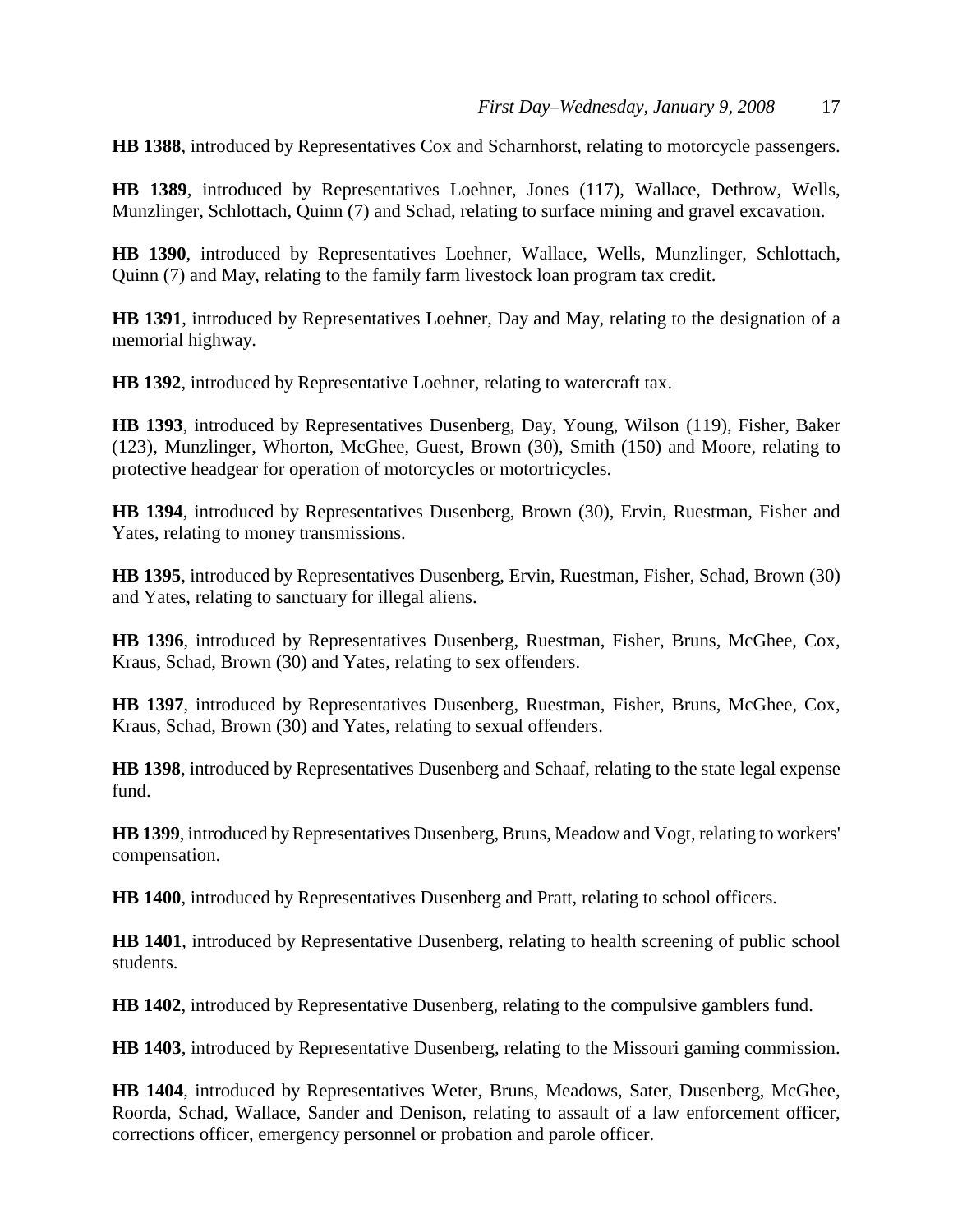**HB 1388**, introduced by Representatives Cox and Scharnhorst, relating to motorcycle passengers.

**HB 1389**, introduced by Representatives Loehner, Jones (117), Wallace, Dethrow, Wells, Munzlinger, Schlottach, Quinn (7) and Schad, relating to surface mining and gravel excavation.

**HB 1390**, introduced by Representatives Loehner, Wallace, Wells, Munzlinger, Schlottach, Quinn (7) and May, relating to the family farm livestock loan program tax credit.

**HB 1391**, introduced by Representatives Loehner, Day and May, relating to the designation of a memorial highway.

**HB 1392**, introduced by Representative Loehner, relating to watercraft tax.

**HB 1393**, introduced by Representatives Dusenberg, Day, Young, Wilson (119), Fisher, Baker (123), Munzlinger, Whorton, McGhee, Guest, Brown (30), Smith (150) and Moore, relating to protective headgear for operation of motorcycles or motortricycles.

**HB 1394**, introduced by Representatives Dusenberg, Brown (30), Ervin, Ruestman, Fisher and Yates, relating to money transmissions.

**HB 1395**, introduced by Representatives Dusenberg, Ervin, Ruestman, Fisher, Schad, Brown (30) and Yates, relating to sanctuary for illegal aliens.

**HB 1396**, introduced by Representatives Dusenberg, Ruestman, Fisher, Bruns, McGhee, Cox, Kraus, Schad, Brown (30) and Yates, relating to sex offenders.

**HB 1397**, introduced by Representatives Dusenberg, Ruestman, Fisher, Bruns, McGhee, Cox, Kraus, Schad, Brown (30) and Yates, relating to sexual offenders.

**HB 1398**, introduced by Representatives Dusenberg and Schaaf, relating to the state legal expense fund.

**HB 1399**, introduced by Representatives Dusenberg, Bruns, Meadow and Vogt, relating to workers' compensation.

**HB 1400**, introduced by Representatives Dusenberg and Pratt, relating to school officers.

**HB 1401**, introduced by Representative Dusenberg, relating to health screening of public school students.

**HB 1402**, introduced by Representative Dusenberg, relating to the compulsive gamblers fund.

**HB 1403**, introduced by Representative Dusenberg, relating to the Missouri gaming commission.

**HB 1404**, introduced by Representatives Weter, Bruns, Meadows, Sater, Dusenberg, McGhee, Roorda, Schad, Wallace, Sander and Denison, relating to assault of a law enforcement officer, corrections officer, emergency personnel or probation and parole officer.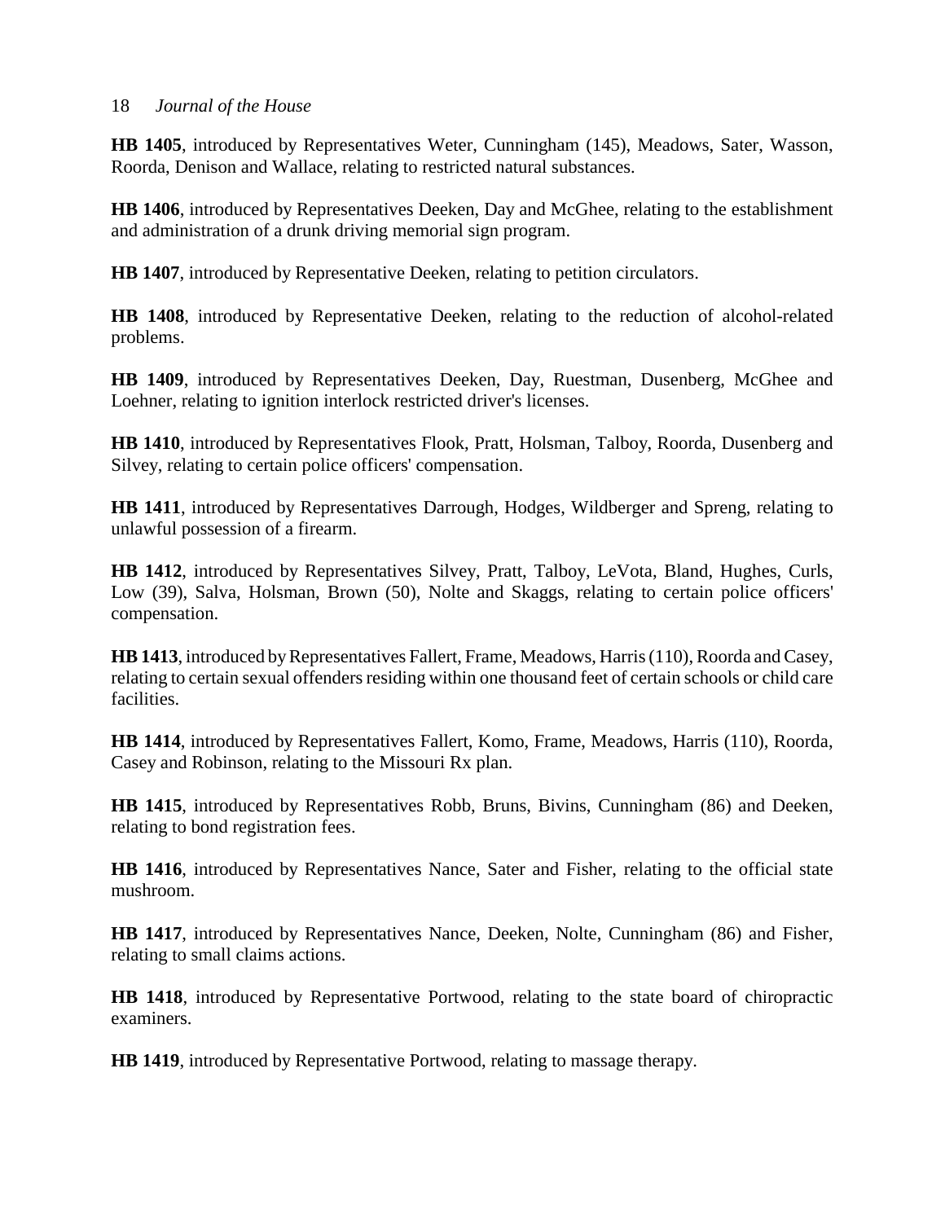**HB 1405**, introduced by Representatives Weter, Cunningham (145), Meadows, Sater, Wasson, Roorda, Denison and Wallace, relating to restricted natural substances.

**HB 1406**, introduced by Representatives Deeken, Day and McGhee, relating to the establishment and administration of a drunk driving memorial sign program.

**HB 1407**, introduced by Representative Deeken, relating to petition circulators.

**HB 1408**, introduced by Representative Deeken, relating to the reduction of alcohol-related problems.

**HB 1409**, introduced by Representatives Deeken, Day, Ruestman, Dusenberg, McGhee and Loehner, relating to ignition interlock restricted driver's licenses.

**HB 1410**, introduced by Representatives Flook, Pratt, Holsman, Talboy, Roorda, Dusenberg and Silvey, relating to certain police officers' compensation.

**HB 1411**, introduced by Representatives Darrough, Hodges, Wildberger and Spreng, relating to unlawful possession of a firearm.

**HB 1412**, introduced by Representatives Silvey, Pratt, Talboy, LeVota, Bland, Hughes, Curls, Low (39), Salva, Holsman, Brown (50), Nolte and Skaggs, relating to certain police officers' compensation.

**HB 1413**, introduced by Representatives Fallert, Frame, Meadows, Harris (110), Roorda and Casey, relating to certain sexual offenders residing within one thousand feet of certain schools or child care facilities.

**HB 1414**, introduced by Representatives Fallert, Komo, Frame, Meadows, Harris (110), Roorda, Casey and Robinson, relating to the Missouri Rx plan.

**HB 1415**, introduced by Representatives Robb, Bruns, Bivins, Cunningham (86) and Deeken, relating to bond registration fees.

**HB 1416**, introduced by Representatives Nance, Sater and Fisher, relating to the official state mushroom.

**HB 1417**, introduced by Representatives Nance, Deeken, Nolte, Cunningham (86) and Fisher, relating to small claims actions.

**HB 1418**, introduced by Representative Portwood, relating to the state board of chiropractic examiners.

**HB 1419**, introduced by Representative Portwood, relating to massage therapy.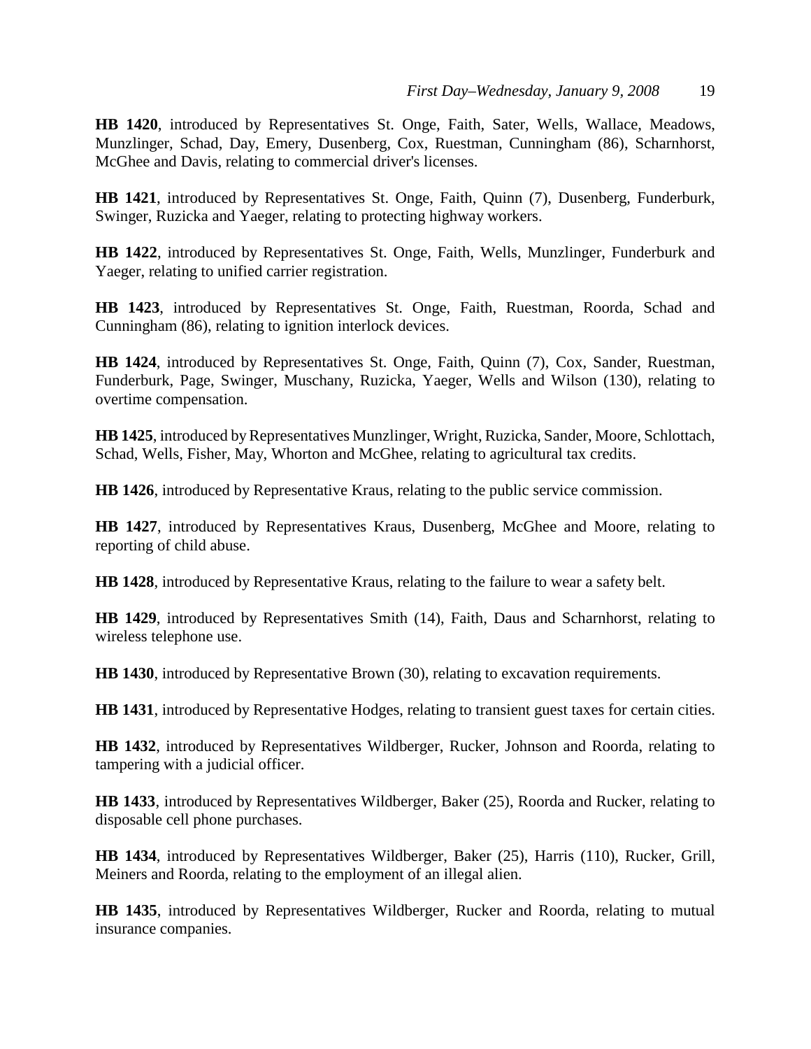**HB 1420**, introduced by Representatives St. Onge, Faith, Sater, Wells, Wallace, Meadows, Munzlinger, Schad, Day, Emery, Dusenberg, Cox, Ruestman, Cunningham (86), Scharnhorst, McGhee and Davis, relating to commercial driver's licenses.

**HB 1421**, introduced by Representatives St. Onge, Faith, Quinn (7), Dusenberg, Funderburk, Swinger, Ruzicka and Yaeger, relating to protecting highway workers.

**HB 1422**, introduced by Representatives St. Onge, Faith, Wells, Munzlinger, Funderburk and Yaeger, relating to unified carrier registration.

**HB 1423**, introduced by Representatives St. Onge, Faith, Ruestman, Roorda, Schad and Cunningham (86), relating to ignition interlock devices.

**HB 1424**, introduced by Representatives St. Onge, Faith, Quinn (7), Cox, Sander, Ruestman, Funderburk, Page, Swinger, Muschany, Ruzicka, Yaeger, Wells and Wilson (130), relating to overtime compensation.

**HB 1425**, introduced by Representatives Munzlinger, Wright, Ruzicka, Sander, Moore, Schlottach, Schad, Wells, Fisher, May, Whorton and McGhee, relating to agricultural tax credits.

**HB 1426**, introduced by Representative Kraus, relating to the public service commission.

**HB 1427**, introduced by Representatives Kraus, Dusenberg, McGhee and Moore, relating to reporting of child abuse.

**HB 1428**, introduced by Representative Kraus, relating to the failure to wear a safety belt.

**HB 1429**, introduced by Representatives Smith (14), Faith, Daus and Scharnhorst, relating to wireless telephone use.

**HB 1430**, introduced by Representative Brown (30), relating to excavation requirements.

**HB 1431**, introduced by Representative Hodges, relating to transient guest taxes for certain cities.

**HB 1432**, introduced by Representatives Wildberger, Rucker, Johnson and Roorda, relating to tampering with a judicial officer.

**HB 1433**, introduced by Representatives Wildberger, Baker (25), Roorda and Rucker, relating to disposable cell phone purchases.

**HB 1434**, introduced by Representatives Wildberger, Baker (25), Harris (110), Rucker, Grill, Meiners and Roorda, relating to the employment of an illegal alien.

**HB 1435**, introduced by Representatives Wildberger, Rucker and Roorda, relating to mutual insurance companies.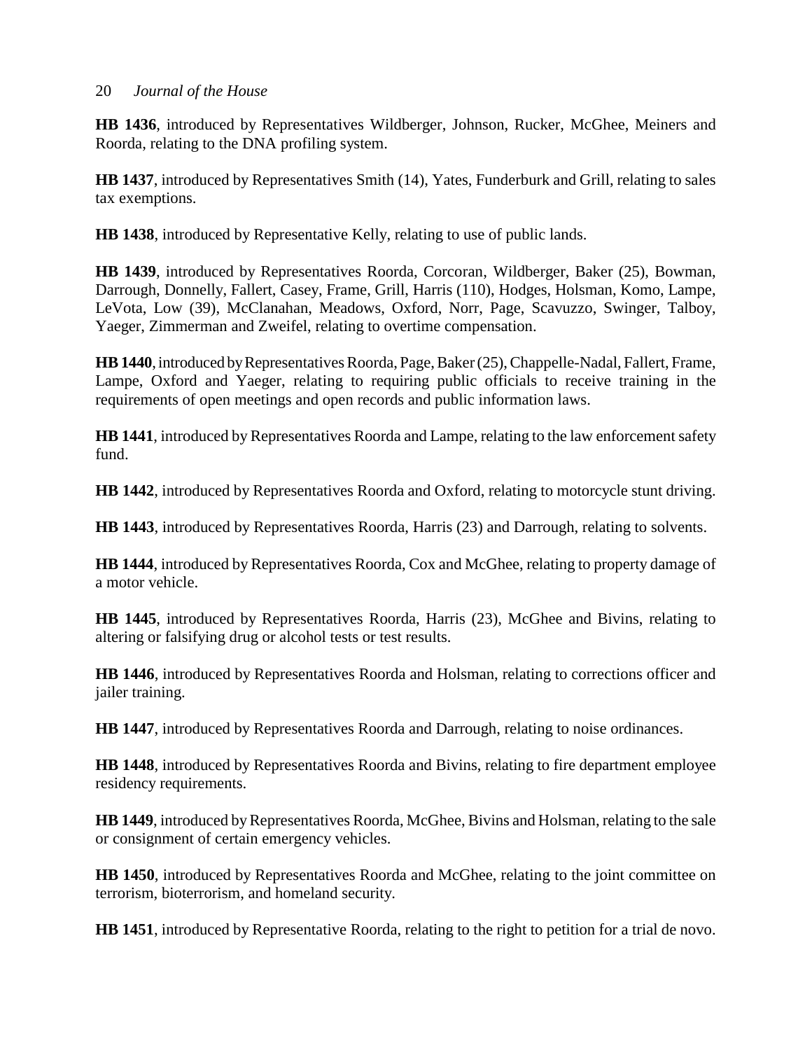**HB 1436**, introduced by Representatives Wildberger, Johnson, Rucker, McGhee, Meiners and Roorda, relating to the DNA profiling system.

**HB 1437**, introduced by Representatives Smith (14), Yates, Funderburk and Grill, relating to sales tax exemptions.

**HB 1438**, introduced by Representative Kelly, relating to use of public lands.

**HB 1439**, introduced by Representatives Roorda, Corcoran, Wildberger, Baker (25), Bowman, Darrough, Donnelly, Fallert, Casey, Frame, Grill, Harris (110), Hodges, Holsman, Komo, Lampe, LeVota, Low (39), McClanahan, Meadows, Oxford, Norr, Page, Scavuzzo, Swinger, Talboy, Yaeger, Zimmerman and Zweifel, relating to overtime compensation.

**HB 1440**, introduced by Representatives Roorda, Page, Baker (25), Chappelle-Nadal, Fallert, Frame, Lampe, Oxford and Yaeger, relating to requiring public officials to receive training in the requirements of open meetings and open records and public information laws.

**HB 1441**, introduced by Representatives Roorda and Lampe, relating to the law enforcement safety fund.

**HB 1442**, introduced by Representatives Roorda and Oxford, relating to motorcycle stunt driving.

**HB 1443**, introduced by Representatives Roorda, Harris (23) and Darrough, relating to solvents.

**HB 1444**, introduced by Representatives Roorda, Cox and McGhee, relating to property damage of a motor vehicle.

**HB 1445**, introduced by Representatives Roorda, Harris (23), McGhee and Bivins, relating to altering or falsifying drug or alcohol tests or test results.

**HB 1446**, introduced by Representatives Roorda and Holsman, relating to corrections officer and jailer training.

**HB 1447**, introduced by Representatives Roorda and Darrough, relating to noise ordinances.

**HB 1448**, introduced by Representatives Roorda and Bivins, relating to fire department employee residency requirements.

**HB 1449**, introduced by Representatives Roorda, McGhee, Bivins and Holsman, relating to the sale or consignment of certain emergency vehicles.

**HB 1450**, introduced by Representatives Roorda and McGhee, relating to the joint committee on terrorism, bioterrorism, and homeland security.

**HB 1451**, introduced by Representative Roorda, relating to the right to petition for a trial de novo.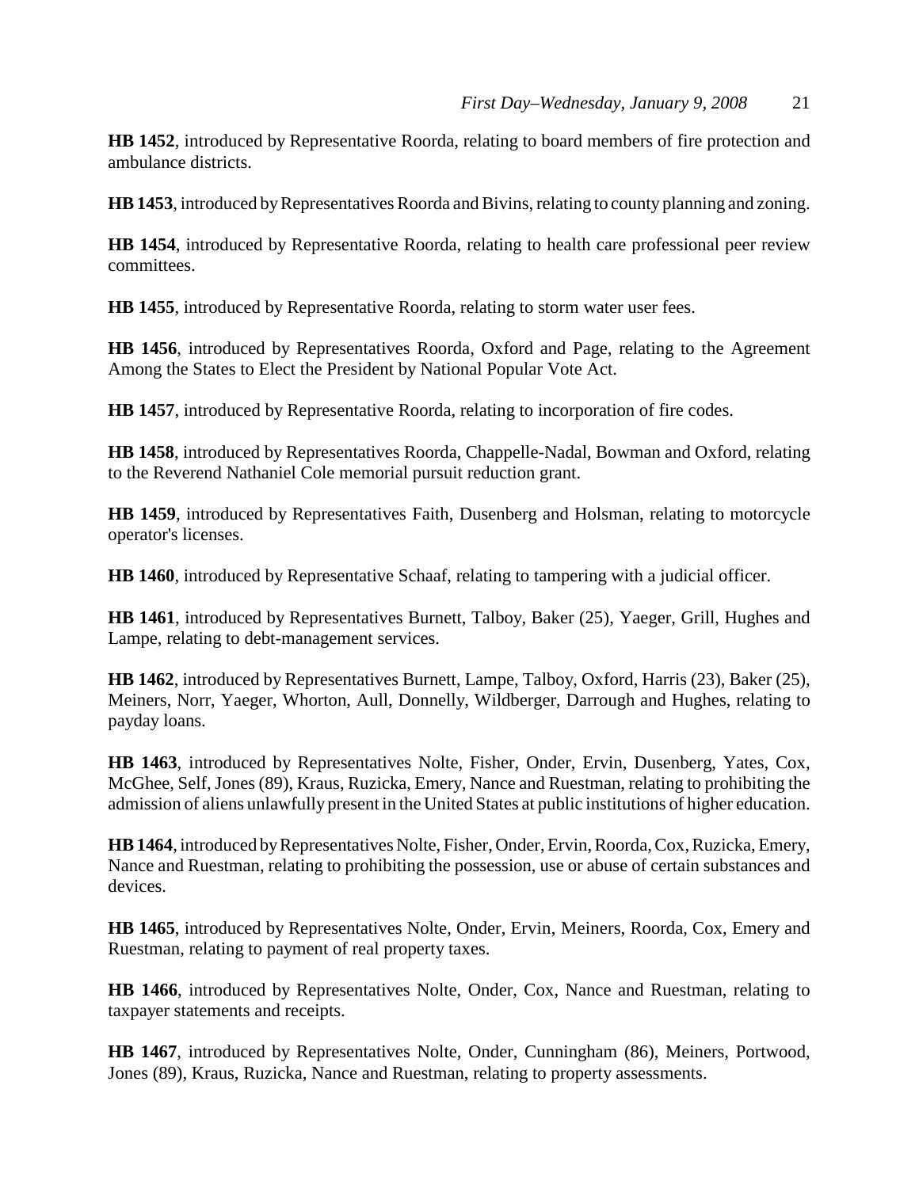**HB 1452**, introduced by Representative Roorda, relating to board members of fire protection and ambulance districts.

**HB 1453**, introduced by Representatives Roorda and Bivins, relating to county planning and zoning.

**HB 1454**, introduced by Representative Roorda, relating to health care professional peer review committees.

**HB 1455**, introduced by Representative Roorda, relating to storm water user fees.

**HB 1456**, introduced by Representatives Roorda, Oxford and Page, relating to the Agreement Among the States to Elect the President by National Popular Vote Act.

**HB 1457**, introduced by Representative Roorda, relating to incorporation of fire codes.

**HB 1458**, introduced by Representatives Roorda, Chappelle-Nadal, Bowman and Oxford, relating to the Reverend Nathaniel Cole memorial pursuit reduction grant.

**HB 1459**, introduced by Representatives Faith, Dusenberg and Holsman, relating to motorcycle operator's licenses.

**HB 1460**, introduced by Representative Schaaf, relating to tampering with a judicial officer.

**HB 1461**, introduced by Representatives Burnett, Talboy, Baker (25), Yaeger, Grill, Hughes and Lampe, relating to debt-management services.

**HB 1462**, introduced by Representatives Burnett, Lampe, Talboy, Oxford, Harris (23), Baker (25), Meiners, Norr, Yaeger, Whorton, Aull, Donnelly, Wildberger, Darrough and Hughes, relating to payday loans.

**HB 1463**, introduced by Representatives Nolte, Fisher, Onder, Ervin, Dusenberg, Yates, Cox, McGhee, Self, Jones (89), Kraus, Ruzicka, Emery, Nance and Ruestman, relating to prohibiting the admission of aliens unlawfully present in the United States at public institutions of higher education.

**HB 1464**, introduced by Representatives Nolte, Fisher, Onder, Ervin, Roorda, Cox, Ruzicka, Emery, Nance and Ruestman, relating to prohibiting the possession, use or abuse of certain substances and devices.

**HB 1465**, introduced by Representatives Nolte, Onder, Ervin, Meiners, Roorda, Cox, Emery and Ruestman, relating to payment of real property taxes.

**HB 1466**, introduced by Representatives Nolte, Onder, Cox, Nance and Ruestman, relating to taxpayer statements and receipts.

**HB 1467**, introduced by Representatives Nolte, Onder, Cunningham (86), Meiners, Portwood, Jones (89), Kraus, Ruzicka, Nance and Ruestman, relating to property assessments.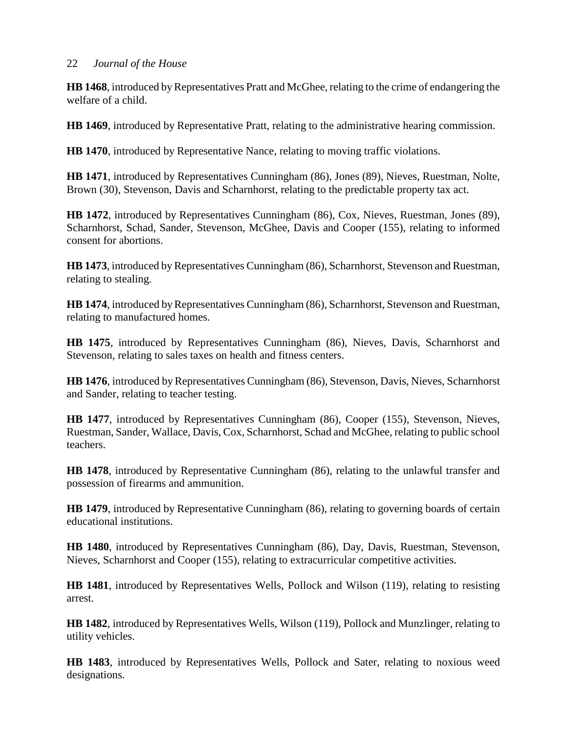**HB 1468**, introduced by Representatives Pratt and McGhee, relating to the crime of endangering the welfare of a child.

**HB 1469**, introduced by Representative Pratt, relating to the administrative hearing commission.

**HB 1470**, introduced by Representative Nance, relating to moving traffic violations.

**HB 1471**, introduced by Representatives Cunningham (86), Jones (89), Nieves, Ruestman, Nolte, Brown (30), Stevenson, Davis and Scharnhorst, relating to the predictable property tax act.

**HB 1472**, introduced by Representatives Cunningham (86), Cox, Nieves, Ruestman, Jones (89), Scharnhorst, Schad, Sander, Stevenson, McGhee, Davis and Cooper (155), relating to informed consent for abortions.

**HB 1473**, introduced by Representatives Cunningham (86), Scharnhorst, Stevenson and Ruestman, relating to stealing.

**HB 1474**, introduced by Representatives Cunningham (86), Scharnhorst, Stevenson and Ruestman, relating to manufactured homes.

**HB 1475**, introduced by Representatives Cunningham (86), Nieves, Davis, Scharnhorst and Stevenson, relating to sales taxes on health and fitness centers.

**HB 1476**, introduced by Representatives Cunningham (86), Stevenson, Davis, Nieves, Scharnhorst and Sander, relating to teacher testing.

**HB 1477**, introduced by Representatives Cunningham (86), Cooper (155), Stevenson, Nieves, Ruestman, Sander, Wallace, Davis, Cox, Scharnhorst, Schad and McGhee, relating to public school teachers.

**HB 1478**, introduced by Representative Cunningham (86), relating to the unlawful transfer and possession of firearms and ammunition.

**HB 1479**, introduced by Representative Cunningham (86), relating to governing boards of certain educational institutions.

**HB 1480**, introduced by Representatives Cunningham (86), Day, Davis, Ruestman, Stevenson, Nieves, Scharnhorst and Cooper (155), relating to extracurricular competitive activities.

**HB 1481**, introduced by Representatives Wells, Pollock and Wilson (119), relating to resisting arrest.

**HB 1482**, introduced by Representatives Wells, Wilson (119), Pollock and Munzlinger, relating to utility vehicles.

**HB 1483**, introduced by Representatives Wells, Pollock and Sater, relating to noxious weed designations.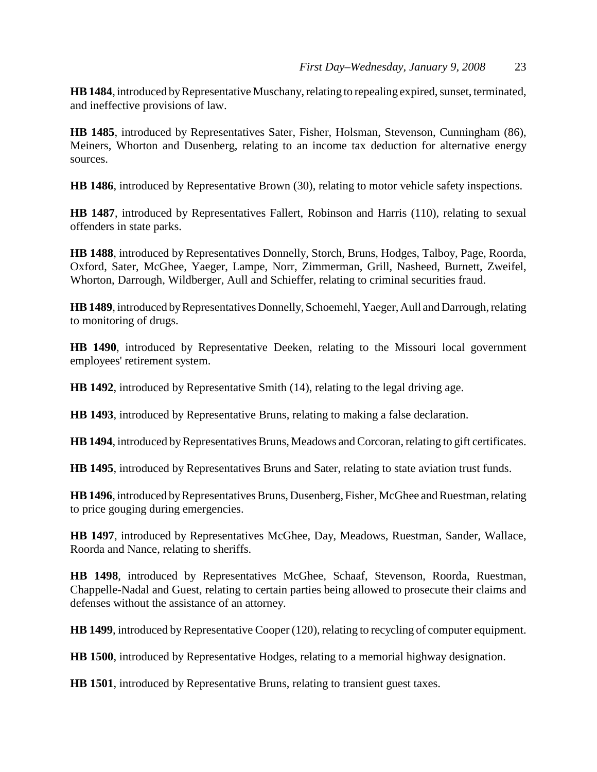**HB 1484**, introduced by Representative Muschany, relating to repealing expired, sunset, terminated, and ineffective provisions of law.

**HB 1485**, introduced by Representatives Sater, Fisher, Holsman, Stevenson, Cunningham (86), Meiners, Whorton and Dusenberg, relating to an income tax deduction for alternative energy sources.

**HB 1486**, introduced by Representative Brown (30), relating to motor vehicle safety inspections.

**HB 1487**, introduced by Representatives Fallert, Robinson and Harris (110), relating to sexual offenders in state parks.

**HB 1488**, introduced by Representatives Donnelly, Storch, Bruns, Hodges, Talboy, Page, Roorda, Oxford, Sater, McGhee, Yaeger, Lampe, Norr, Zimmerman, Grill, Nasheed, Burnett, Zweifel, Whorton, Darrough, Wildberger, Aull and Schieffer, relating to criminal securities fraud.

**HB 1489**, introduced by Representatives Donnelly, Schoemehl, Yaeger, Aull and Darrough, relating to monitoring of drugs.

**HB 1490**, introduced by Representative Deeken, relating to the Missouri local government employees' retirement system.

**HB 1492**, introduced by Representative Smith (14), relating to the legal driving age.

**HB 1493**, introduced by Representative Bruns, relating to making a false declaration.

**HB 1494**, introduced by Representatives Bruns, Meadows and Corcoran, relating to gift certificates.

**HB 1495**, introduced by Representatives Bruns and Sater, relating to state aviation trust funds.

**HB 1496**, introduced by Representatives Bruns, Dusenberg, Fisher, McGhee and Ruestman, relating to price gouging during emergencies.

**HB 1497**, introduced by Representatives McGhee, Day, Meadows, Ruestman, Sander, Wallace, Roorda and Nance, relating to sheriffs.

**HB 1498**, introduced by Representatives McGhee, Schaaf, Stevenson, Roorda, Ruestman, Chappelle-Nadal and Guest, relating to certain parties being allowed to prosecute their claims and defenses without the assistance of an attorney.

**HB 1499**, introduced by Representative Cooper (120), relating to recycling of computer equipment.

**HB 1500**, introduced by Representative Hodges, relating to a memorial highway designation.

**HB 1501**, introduced by Representative Bruns, relating to transient guest taxes.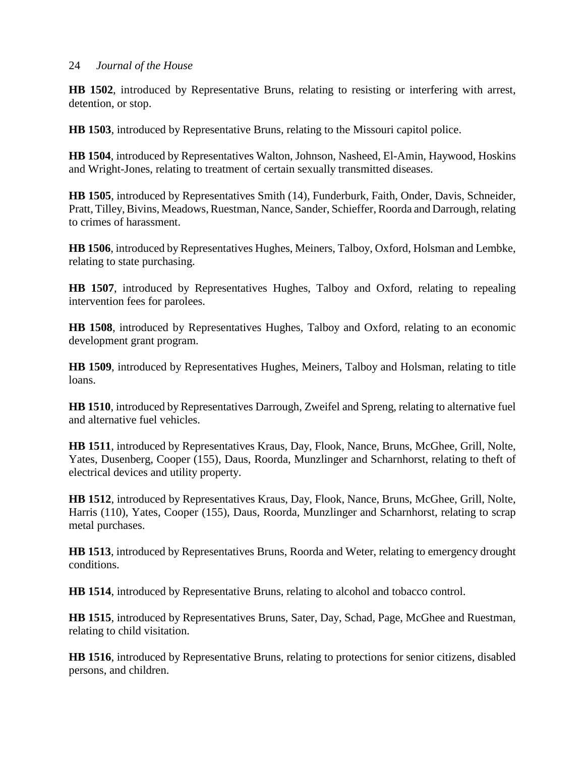**HB 1502**, introduced by Representative Bruns, relating to resisting or interfering with arrest, detention, or stop.

**HB 1503**, introduced by Representative Bruns, relating to the Missouri capitol police.

**HB 1504**, introduced by Representatives Walton, Johnson, Nasheed, El-Amin, Haywood, Hoskins and Wright-Jones, relating to treatment of certain sexually transmitted diseases.

**HB 1505**, introduced by Representatives Smith (14), Funderburk, Faith, Onder, Davis, Schneider, Pratt, Tilley, Bivins, Meadows, Ruestman, Nance, Sander, Schieffer, Roorda and Darrough, relating to crimes of harassment.

**HB 1506**, introduced by Representatives Hughes, Meiners, Talboy, Oxford, Holsman and Lembke, relating to state purchasing.

**HB 1507**, introduced by Representatives Hughes, Talboy and Oxford, relating to repealing intervention fees for parolees.

**HB 1508**, introduced by Representatives Hughes, Talboy and Oxford, relating to an economic development grant program.

**HB 1509**, introduced by Representatives Hughes, Meiners, Talboy and Holsman, relating to title loans.

**HB 1510**, introduced by Representatives Darrough, Zweifel and Spreng, relating to alternative fuel and alternative fuel vehicles.

**HB 1511**, introduced by Representatives Kraus, Day, Flook, Nance, Bruns, McGhee, Grill, Nolte, Yates, Dusenberg, Cooper (155), Daus, Roorda, Munzlinger and Scharnhorst, relating to theft of electrical devices and utility property.

**HB 1512**, introduced by Representatives Kraus, Day, Flook, Nance, Bruns, McGhee, Grill, Nolte, Harris (110), Yates, Cooper (155), Daus, Roorda, Munzlinger and Scharnhorst, relating to scrap metal purchases.

**HB 1513**, introduced by Representatives Bruns, Roorda and Weter, relating to emergency drought conditions.

**HB 1514**, introduced by Representative Bruns, relating to alcohol and tobacco control.

**HB 1515**, introduced by Representatives Bruns, Sater, Day, Schad, Page, McGhee and Ruestman, relating to child visitation.

**HB 1516**, introduced by Representative Bruns, relating to protections for senior citizens, disabled persons, and children.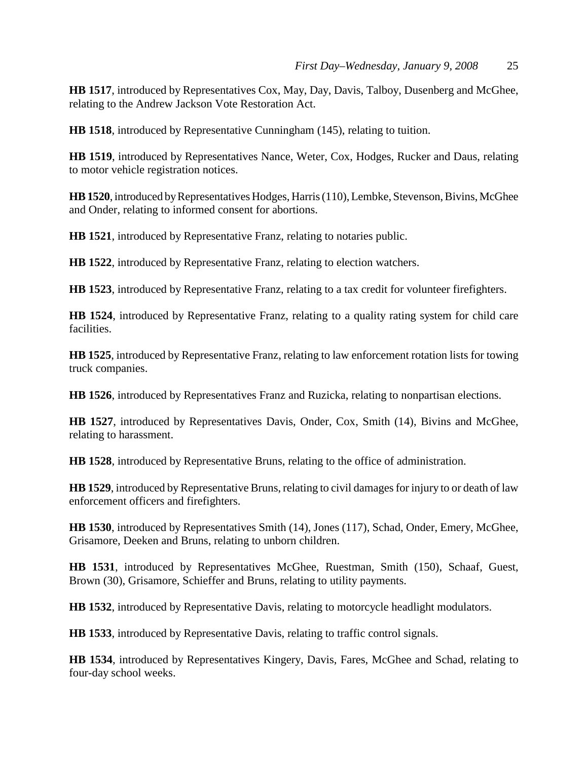**HB 1517**, introduced by Representatives Cox, May, Day, Davis, Talboy, Dusenberg and McGhee, relating to the Andrew Jackson Vote Restoration Act.

**HB 1518**, introduced by Representative Cunningham (145), relating to tuition.

**HB 1519**, introduced by Representatives Nance, Weter, Cox, Hodges, Rucker and Daus, relating to motor vehicle registration notices.

**HB 1520**, introduced by Representatives Hodges, Harris (110), Lembke, Stevenson, Bivins, McGhee and Onder, relating to informed consent for abortions.

**HB 1521**, introduced by Representative Franz, relating to notaries public.

**HB 1522**, introduced by Representative Franz, relating to election watchers.

**HB 1523**, introduced by Representative Franz, relating to a tax credit for volunteer firefighters.

**HB 1524**, introduced by Representative Franz, relating to a quality rating system for child care facilities.

**HB 1525**, introduced by Representative Franz, relating to law enforcement rotation lists for towing truck companies.

**HB 1526**, introduced by Representatives Franz and Ruzicka, relating to nonpartisan elections.

**HB 1527**, introduced by Representatives Davis, Onder, Cox, Smith (14), Bivins and McGhee, relating to harassment.

**HB 1528**, introduced by Representative Bruns, relating to the office of administration.

**HB 1529**, introduced by Representative Bruns, relating to civil damages for injury to or death of law enforcement officers and firefighters.

**HB 1530**, introduced by Representatives Smith (14), Jones (117), Schad, Onder, Emery, McGhee, Grisamore, Deeken and Bruns, relating to unborn children.

**HB 1531**, introduced by Representatives McGhee, Ruestman, Smith (150), Schaaf, Guest, Brown (30), Grisamore, Schieffer and Bruns, relating to utility payments.

**HB 1532**, introduced by Representative Davis, relating to motorcycle headlight modulators.

**HB 1533**, introduced by Representative Davis, relating to traffic control signals.

**HB 1534**, introduced by Representatives Kingery, Davis, Fares, McGhee and Schad, relating to four-day school weeks.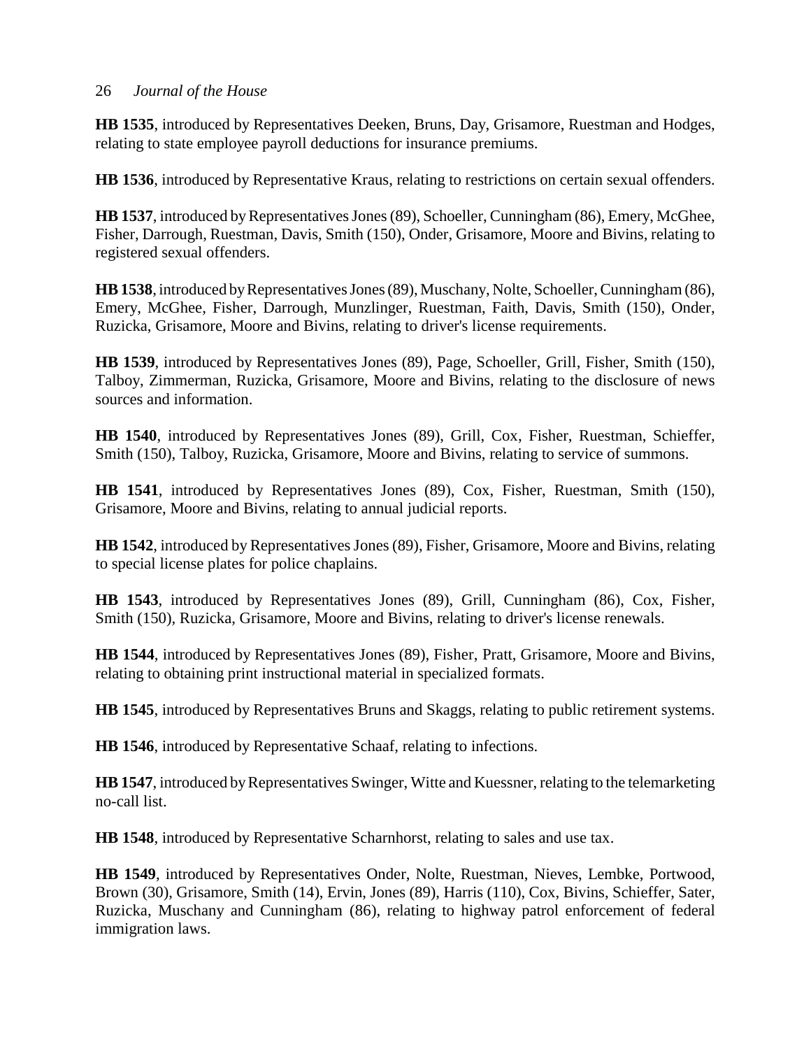**HB 1535**, introduced by Representatives Deeken, Bruns, Day, Grisamore, Ruestman and Hodges, relating to state employee payroll deductions for insurance premiums.

**HB 1536**, introduced by Representative Kraus, relating to restrictions on certain sexual offenders.

**HB 1537**, introduced by Representatives Jones (89), Schoeller, Cunningham (86), Emery, McGhee, Fisher, Darrough, Ruestman, Davis, Smith (150), Onder, Grisamore, Moore and Bivins, relating to registered sexual offenders.

**HB 1538**, introduced by Representatives Jones (89), Muschany, Nolte, Schoeller, Cunningham (86), Emery, McGhee, Fisher, Darrough, Munzlinger, Ruestman, Faith, Davis, Smith (150), Onder, Ruzicka, Grisamore, Moore and Bivins, relating to driver's license requirements.

**HB 1539**, introduced by Representatives Jones (89), Page, Schoeller, Grill, Fisher, Smith (150), Talboy, Zimmerman, Ruzicka, Grisamore, Moore and Bivins, relating to the disclosure of news sources and information.

**HB 1540**, introduced by Representatives Jones (89), Grill, Cox, Fisher, Ruestman, Schieffer, Smith (150), Talboy, Ruzicka, Grisamore, Moore and Bivins, relating to service of summons.

**HB 1541**, introduced by Representatives Jones (89), Cox, Fisher, Ruestman, Smith (150), Grisamore, Moore and Bivins, relating to annual judicial reports.

**HB 1542**, introduced by Representatives Jones (89), Fisher, Grisamore, Moore and Bivins, relating to special license plates for police chaplains.

**HB 1543**, introduced by Representatives Jones (89), Grill, Cunningham (86), Cox, Fisher, Smith (150), Ruzicka, Grisamore, Moore and Bivins, relating to driver's license renewals.

**HB 1544**, introduced by Representatives Jones (89), Fisher, Pratt, Grisamore, Moore and Bivins, relating to obtaining print instructional material in specialized formats.

**HB 1545**, introduced by Representatives Bruns and Skaggs, relating to public retirement systems.

**HB 1546**, introduced by Representative Schaaf, relating to infections.

**HB 1547**, introduced by Representatives Swinger, Witte and Kuessner, relating to the telemarketing no-call list.

**HB 1548**, introduced by Representative Scharnhorst, relating to sales and use tax.

**HB 1549**, introduced by Representatives Onder, Nolte, Ruestman, Nieves, Lembke, Portwood, Brown (30), Grisamore, Smith (14), Ervin, Jones (89), Harris (110), Cox, Bivins, Schieffer, Sater, Ruzicka, Muschany and Cunningham (86), relating to highway patrol enforcement of federal immigration laws.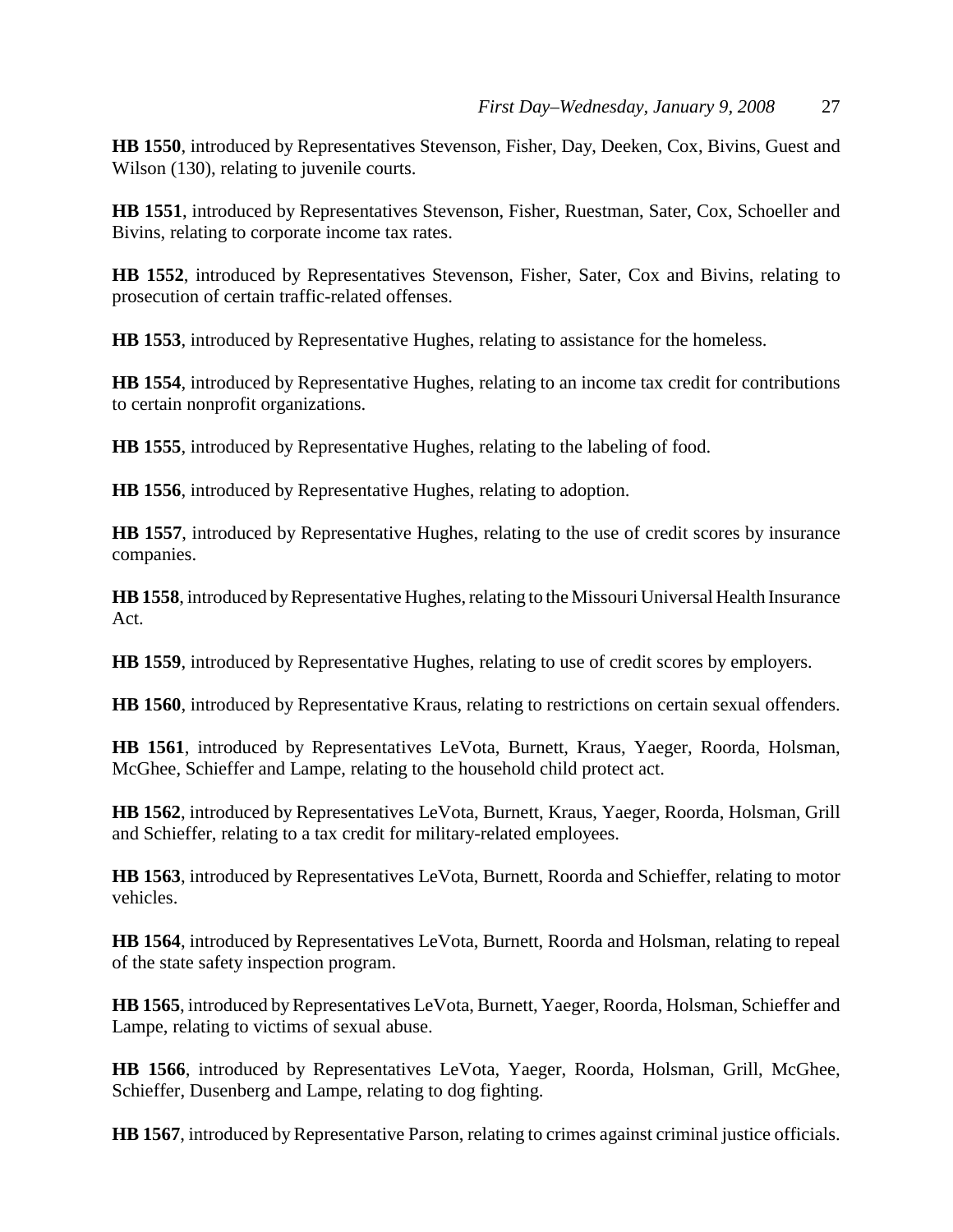**HB 1550**, introduced by Representatives Stevenson, Fisher, Day, Deeken, Cox, Bivins, Guest and Wilson (130), relating to juvenile courts.

**HB 1551**, introduced by Representatives Stevenson, Fisher, Ruestman, Sater, Cox, Schoeller and Bivins, relating to corporate income tax rates.

**HB 1552**, introduced by Representatives Stevenson, Fisher, Sater, Cox and Bivins, relating to prosecution of certain traffic-related offenses.

**HB 1553**, introduced by Representative Hughes, relating to assistance for the homeless.

**HB 1554**, introduced by Representative Hughes, relating to an income tax credit for contributions to certain nonprofit organizations.

**HB 1555**, introduced by Representative Hughes, relating to the labeling of food.

**HB 1556**, introduced by Representative Hughes, relating to adoption.

**HB 1557**, introduced by Representative Hughes, relating to the use of credit scores by insurance companies.

**HB 1558**, introduced by Representative Hughes, relating to the Missouri Universal Health Insurance Act.

**HB 1559**, introduced by Representative Hughes, relating to use of credit scores by employers.

**HB 1560**, introduced by Representative Kraus, relating to restrictions on certain sexual offenders.

**HB 1561**, introduced by Representatives LeVota, Burnett, Kraus, Yaeger, Roorda, Holsman, McGhee, Schieffer and Lampe, relating to the household child protect act.

**HB 1562**, introduced by Representatives LeVota, Burnett, Kraus, Yaeger, Roorda, Holsman, Grill and Schieffer, relating to a tax credit for military-related employees.

**HB 1563**, introduced by Representatives LeVota, Burnett, Roorda and Schieffer, relating to motor vehicles.

**HB 1564**, introduced by Representatives LeVota, Burnett, Roorda and Holsman, relating to repeal of the state safety inspection program.

**HB 1565**, introduced by Representatives LeVota, Burnett, Yaeger, Roorda, Holsman, Schieffer and Lampe, relating to victims of sexual abuse.

**HB 1566**, introduced by Representatives LeVota, Yaeger, Roorda, Holsman, Grill, McGhee, Schieffer, Dusenberg and Lampe, relating to dog fighting.

**HB 1567**, introduced by Representative Parson, relating to crimes against criminal justice officials.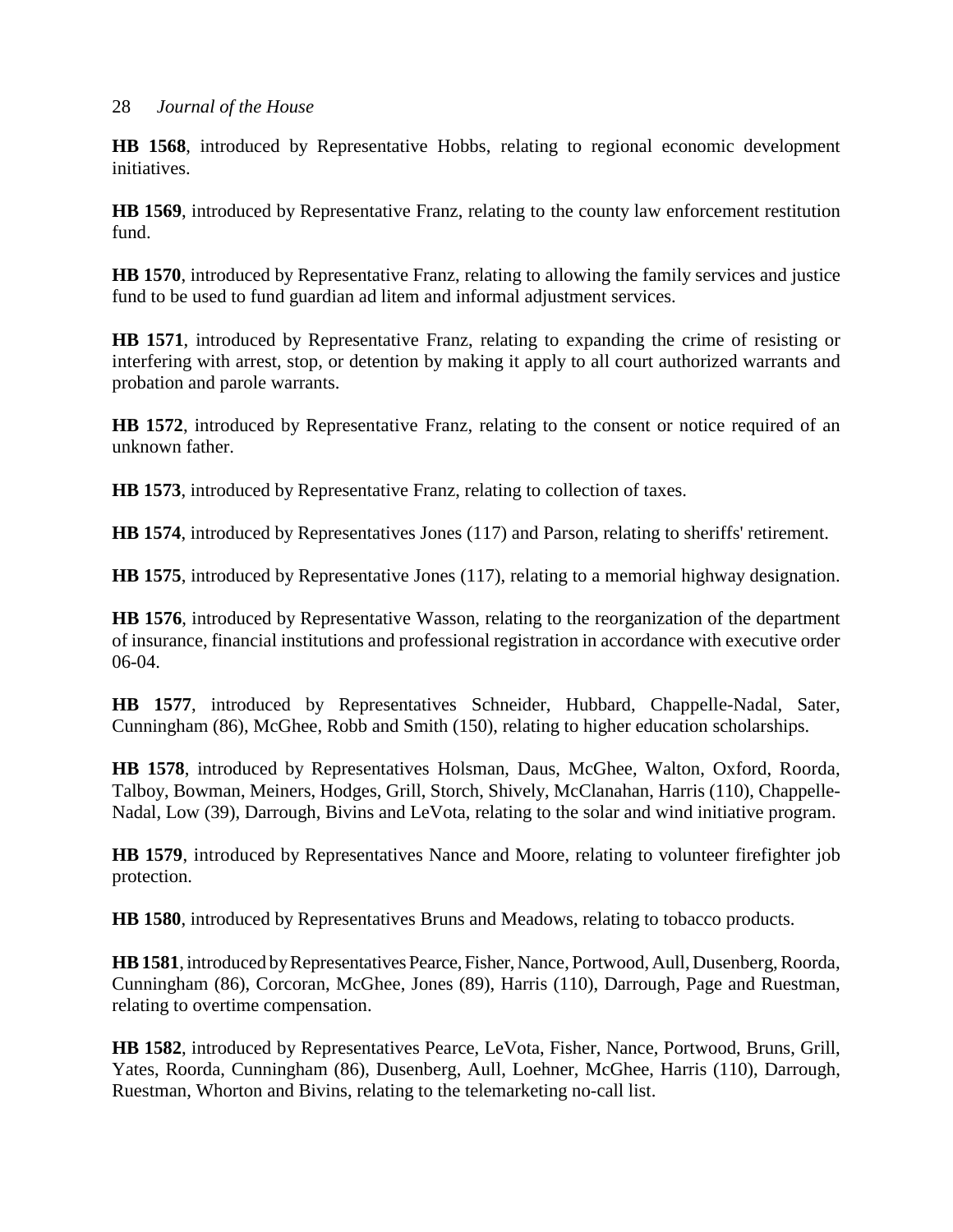**HB 1568**, introduced by Representative Hobbs, relating to regional economic development initiatives.

**HB 1569**, introduced by Representative Franz, relating to the county law enforcement restitution fund.

**HB 1570**, introduced by Representative Franz, relating to allowing the family services and justice fund to be used to fund guardian ad litem and informal adjustment services.

**HB 1571**, introduced by Representative Franz, relating to expanding the crime of resisting or interfering with arrest, stop, or detention by making it apply to all court authorized warrants and probation and parole warrants.

**HB 1572**, introduced by Representative Franz, relating to the consent or notice required of an unknown father.

**HB 1573**, introduced by Representative Franz, relating to collection of taxes.

**HB 1574**, introduced by Representatives Jones (117) and Parson, relating to sheriffs' retirement.

**HB 1575**, introduced by Representative Jones (117), relating to a memorial highway designation.

**HB 1576**, introduced by Representative Wasson, relating to the reorganization of the department of insurance, financial institutions and professional registration in accordance with executive order 06-04.

**HB 1577**, introduced by Representatives Schneider, Hubbard, Chappelle-Nadal, Sater, Cunningham (86), McGhee, Robb and Smith (150), relating to higher education scholarships.

**HB 1578**, introduced by Representatives Holsman, Daus, McGhee, Walton, Oxford, Roorda, Talboy, Bowman, Meiners, Hodges, Grill, Storch, Shively, McClanahan, Harris (110), Chappelle-Nadal, Low (39), Darrough, Bivins and LeVota, relating to the solar and wind initiative program.

**HB 1579**, introduced by Representatives Nance and Moore, relating to volunteer firefighter job protection.

**HB 1580**, introduced by Representatives Bruns and Meadows, relating to tobacco products.

**HB 1581**, introduced by Representatives Pearce, Fisher, Nance, Portwood, Aull, Dusenberg, Roorda, Cunningham (86), Corcoran, McGhee, Jones (89), Harris (110), Darrough, Page and Ruestman, relating to overtime compensation.

**HB 1582**, introduced by Representatives Pearce, LeVota, Fisher, Nance, Portwood, Bruns, Grill, Yates, Roorda, Cunningham (86), Dusenberg, Aull, Loehner, McGhee, Harris (110), Darrough, Ruestman, Whorton and Bivins, relating to the telemarketing no-call list.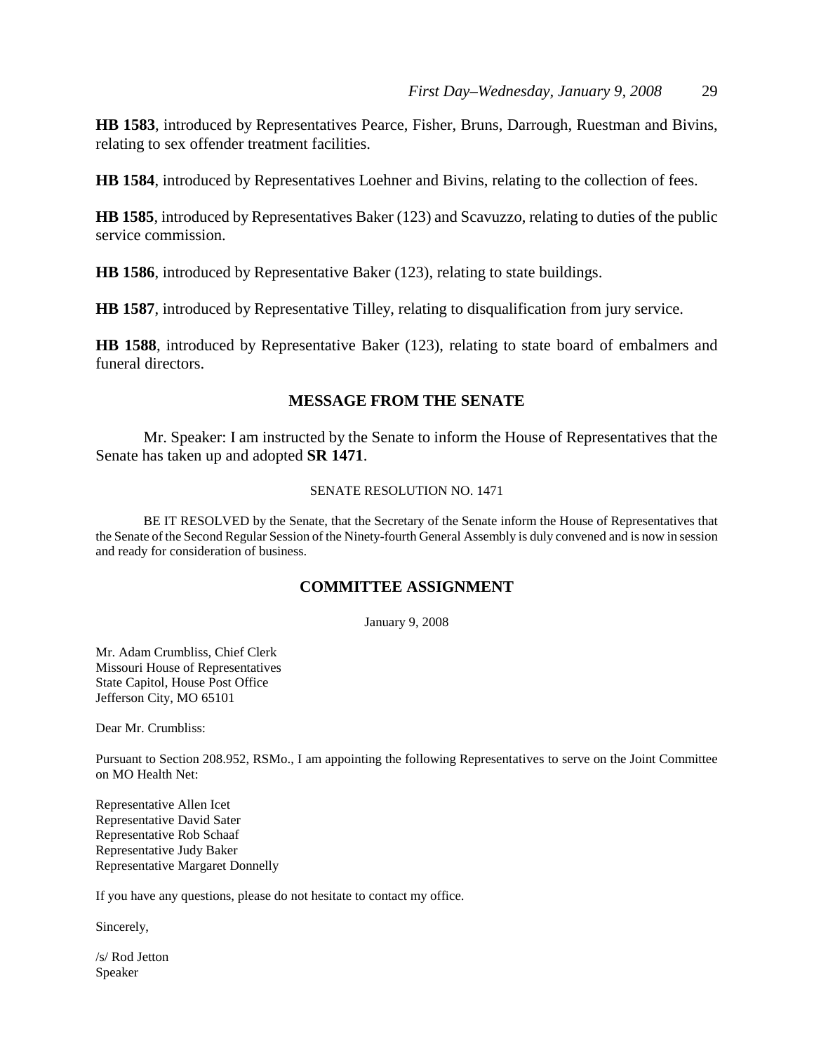**HB 1583**, introduced by Representatives Pearce, Fisher, Bruns, Darrough, Ruestman and Bivins, relating to sex offender treatment facilities.

**HB 1584**, introduced by Representatives Loehner and Bivins, relating to the collection of fees.

**HB 1585**, introduced by Representatives Baker (123) and Scavuzzo, relating to duties of the public service commission.

**HB 1586**, introduced by Representative Baker (123), relating to state buildings.

**HB 1587**, introduced by Representative Tilley, relating to disqualification from jury service.

**HB 1588**, introduced by Representative Baker (123), relating to state board of embalmers and funeral directors.

## MESSAGE FROM THE SENATE

Mr. Speaker: I am instructed by the Senate to inform the House of Representatives that the Senate has taken up and adopted **SR 1471**.

SENATE RESOLUTION NO. 1471

BE IT RESOLVED by the Senate, that the Secretary of the Senate inform the House of Representatives that the Senate of the Second Regular Session of the Ninety-fourth General Assembly is duly convened and is now in session and ready for consideration of business.

## COMMITTEE ASSIGNMENT

January 9, 2008

Mr. Adam Crumbliss, Chief Clerk
Missouri House of Representatives
State Capitol, House Post Office
Jefferson City, MO 65101

Dear Mr. Crumbliss:

Pursuant to Section 208.952, RSMo., I am appointing the following Representatives to serve on the Joint Committee on MO Health Net:

Representative Allen Icet
Representative David Sater
Representative Rob Schaaf
Representative Judy Baker
Representative Margaret Donnelly

If you have any questions, please do not hesitate to contact my office.

Sincerely,

/s/ Rod Jetton
Speaker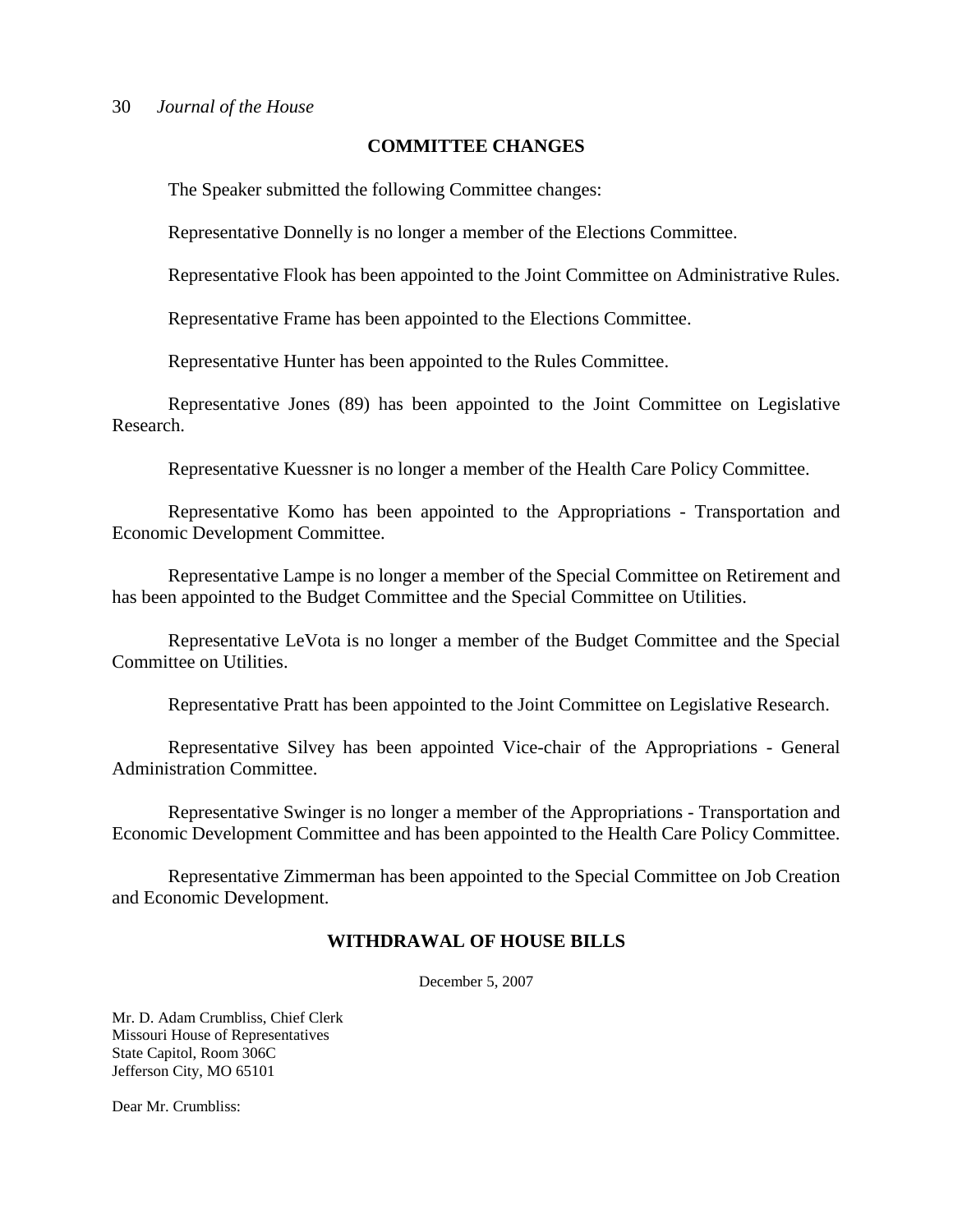## COMMITTEE CHANGES

The Speaker submitted the following Committee changes:

Representative Donnelly is no longer a member of the Elections Committee.

Representative Flook has been appointed to the Joint Committee on Administrative Rules.

Representative Frame has been appointed to the Elections Committee.

Representative Hunter has been appointed to the Rules Committee.

Representative Jones (89) has been appointed to the Joint Committee on Legislative Research.

Representative Kuessner is no longer a member of the Health Care Policy Committee.

Representative Komo has been appointed to the Appropriations - Transportation and Economic Development Committee.

Representative Lampe is no longer a member of the Special Committee on Retirement and has been appointed to the Budget Committee and the Special Committee on Utilities.

Representative LeVota is no longer a member of the Budget Committee and the Special Committee on Utilities.

Representative Pratt has been appointed to the Joint Committee on Legislative Research.

Representative Silvey has been appointed Vice-chair of the Appropriations - General Administration Committee.

Representative Swinger is no longer a member of the Appropriations - Transportation and Economic Development Committee and has been appointed to the Health Care Policy Committee.

Representative Zimmerman has been appointed to the Special Committee on Job Creation and Economic Development.

## WITHDRAWAL OF HOUSE BILLS

December 5, 2007

Mr. D. Adam Crumbliss, Chief Clerk
Missouri House of Representatives
State Capitol, Room 306C
Jefferson City, MO 65101

Dear Mr. Crumbliss: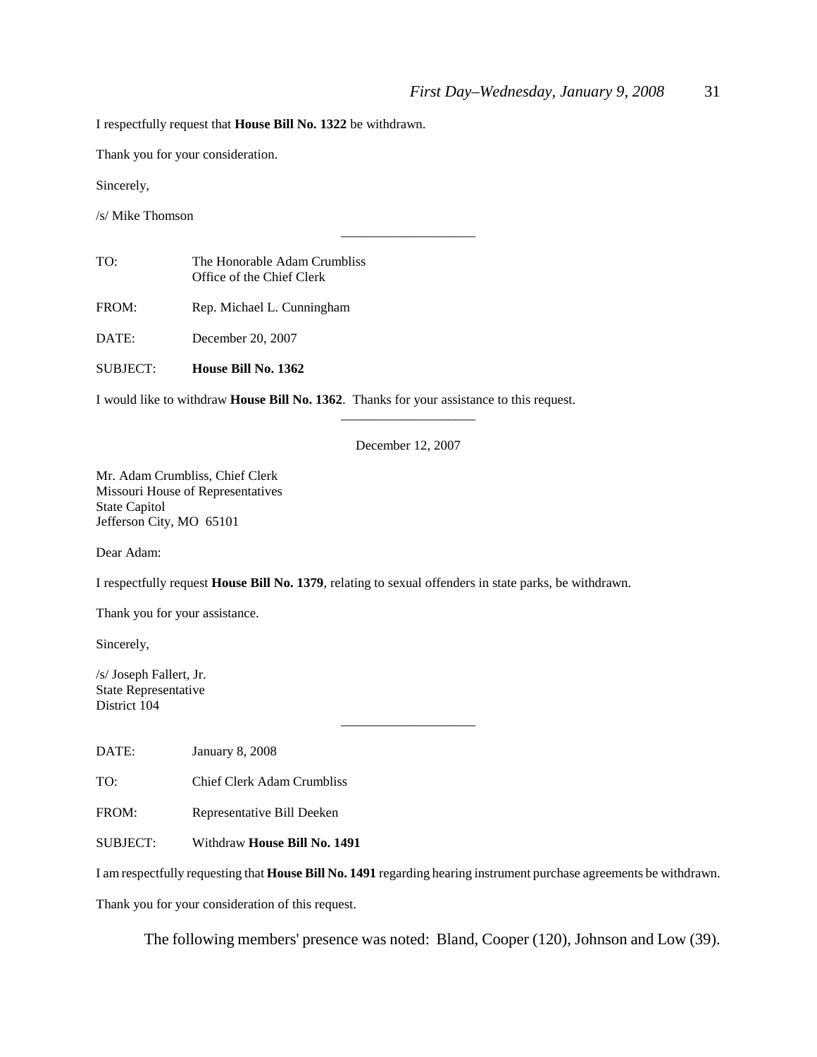I respectfully request that **House Bill No. 1322** be withdrawn.

Thank you for your consideration.

Sincerely,

/s/ Mike Thomson

---

TO: The Honorable Adam Crumbliss
Office of the Chief Clerk

FROM: Rep. Michael L. Cunningham

DATE: December 20, 2007

SUBJECT: **House Bill No. 1362**

I would like to withdraw **House Bill No. 1362**. Thanks for your assistance to this request.

---

December 12, 2007

Mr. Adam Crumbliss, Chief Clerk
Missouri House of Representatives
State Capitol
Jefferson City, MO 65101

Dear Adam:

I respectfully request **House Bill No. 1379**, relating to sexual offenders in state parks, be withdrawn.

Thank you for your assistance.

Sincerely,

/s/ Joseph Fallert, Jr.
State Representative
District 104

---

DATE: January 8, 2008

TO: Chief Clerk Adam Crumbliss

FROM: Representative Bill Deeken

SUBJECT: Withdraw **House Bill No. 1491**

I am respectfully requesting that **House Bill No. 1491** regarding hearing instrument purchase agreements be withdrawn.

Thank you for your consideration of this request.

The following members' presence was noted: Bland, Cooper (120), Johnson and Low (39).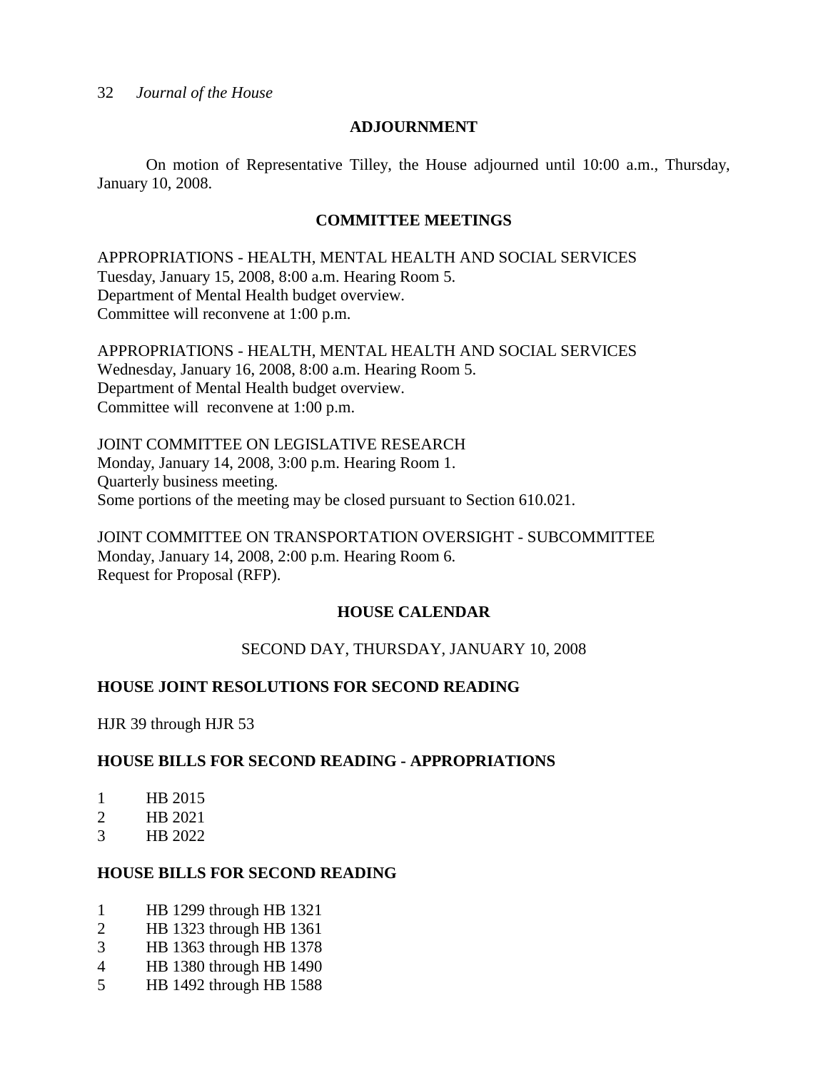## ADJOURNMENT

On motion of Representative Tilley, the House adjourned until 10:00 a.m., Thursday, January 10, 2008.

## COMMITTEE MEETINGS

APPROPRIATIONS - HEALTH, MENTAL HEALTH AND SOCIAL SERVICES
Tuesday, January 15, 2008, 8:00 a.m. Hearing Room 5.
Department of Mental Health budget overview.
Committee will reconvene at 1:00 p.m.

APPROPRIATIONS - HEALTH, MENTAL HEALTH AND SOCIAL SERVICES
Wednesday, January 16, 2008, 8:00 a.m. Hearing Room 5.
Department of Mental Health budget overview.
Committee will reconvene at 1:00 p.m.

JOINT COMMITTEE ON LEGISLATIVE RESEARCH
Monday, January 14, 2008, 3:00 p.m. Hearing Room 1.
Quarterly business meeting.
Some portions of the meeting may be closed pursuant to Section 610.021.

JOINT COMMITTEE ON TRANSPORTATION OVERSIGHT - SUBCOMMITTEE
Monday, January 14, 2008, 2:00 p.m. Hearing Room 6.
Request for Proposal (RFP).

## HOUSE CALENDAR

SECOND DAY, THURSDAY, JANUARY 10, 2008

### HOUSE JOINT RESOLUTIONS FOR SECOND READING

HJR 39 through HJR 53

### HOUSE BILLS FOR SECOND READING - APPROPRIATIONS

1 HB 2015
2 HB 2021
3 HB 2022

### HOUSE BILLS FOR SECOND READING

1 HB 1299 through HB 1321
2 HB 1323 through HB 1361
3 HB 1363 through HB 1378
4 HB 1380 through HB 1490
5 HB 1492 through HB 1588